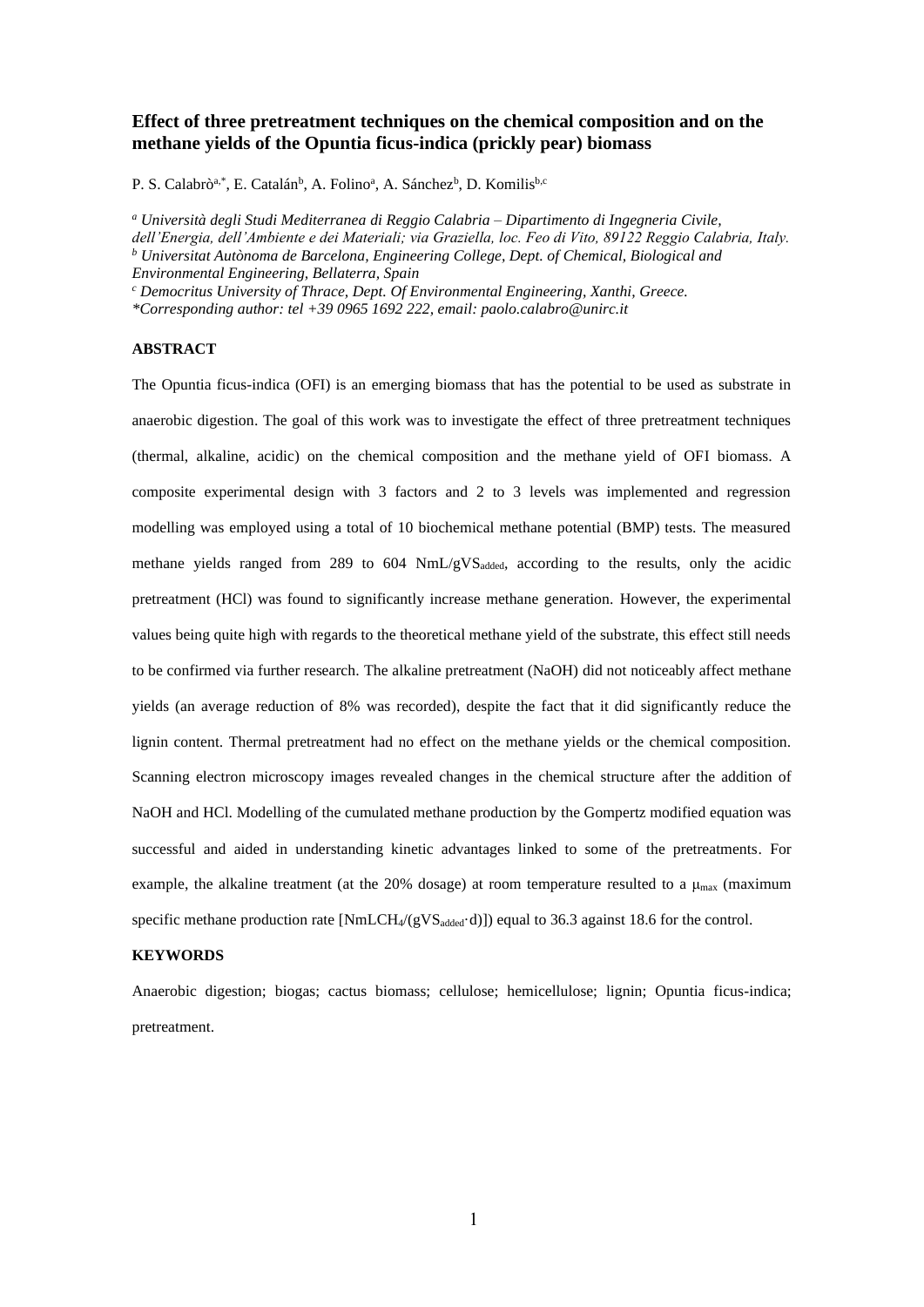# Effect of three pretreatment techniques on the chemical composition and on the methane yields of the Opuntia ficus-indica (prickly pear) biomass

P. S. Calabrò[a,*], E. Catalán[b], A. Folino[a], A. Sánchez[b], D. Komilis[b,c]

[a] *Università degli Studi Mediterranea di Reggio Calabria – Dipartimento di Ingegneria Civile, dell'Energia, dell'Ambiente e dei Materiali; via Graziella, loc. Feo di Vito, 89122 Reggio Calabria, Italy.*
[b] *Universitat Autònoma de Barcelona, Engineering College, Dept. of Chemical, Biological and Environmental Engineering, Bellaterra, Spain*
[c] *Democritus University of Thrace, Dept. Of Environmental Engineering, Xanthi, Greece.*
*\*Corresponding author: tel +39 0965 1692 222, email: paolo.calabro@unirc.it*

## ABSTRACT

The Opuntia ficus-indica (OFI) is an emerging biomass that has the potential to be used as substrate in anaerobic digestion. The goal of this work was to investigate the effect of three pretreatment techniques (thermal, alkaline, acidic) on the chemical composition and the methane yield of OFI biomass. A composite experimental design with 3 factors and 2 to 3 levels was implemented and regression modelling was employed using a total of 10 biochemical methane potential (BMP) tests. The measured methane yields ranged from 289 to 604 $NmL/gVS_{added}$, according to the results, only the acidic pretreatment (HCl) was found to significantly increase methane generation. However, the experimental values being quite high with regards to the theoretical methane yield of the substrate, this effect still needs to be confirmed via further research. The alkaline pretreatment (NaOH) did not noticeably affect methane yields (an average reduction of 8% was recorded), despite the fact that it did significantly reduce the lignin content. Thermal pretreatment had no effect on the methane yields or the chemical composition. Scanning electron microscopy images revealed changes in the chemical structure after the addition of NaOH and HCl. Modelling of the cumulated methane production by the Gompertz modified equation was successful and aided in understanding kinetic advantages linked to some of the pretreatments. For example, the alkaline treatment (at the 20% dosage) at room temperature resulted to a $\mu_{max}$ (maximum specific methane production rate [$NmLCH_4/(gVS_{added}\cdot d)$]) equal to 36.3 against 18.6 for the control.

## KEYWORDS

Anaerobic digestion; biogas; cactus biomass; cellulose; hemicellulose; lignin; Opuntia ficus-indica; pretreatment.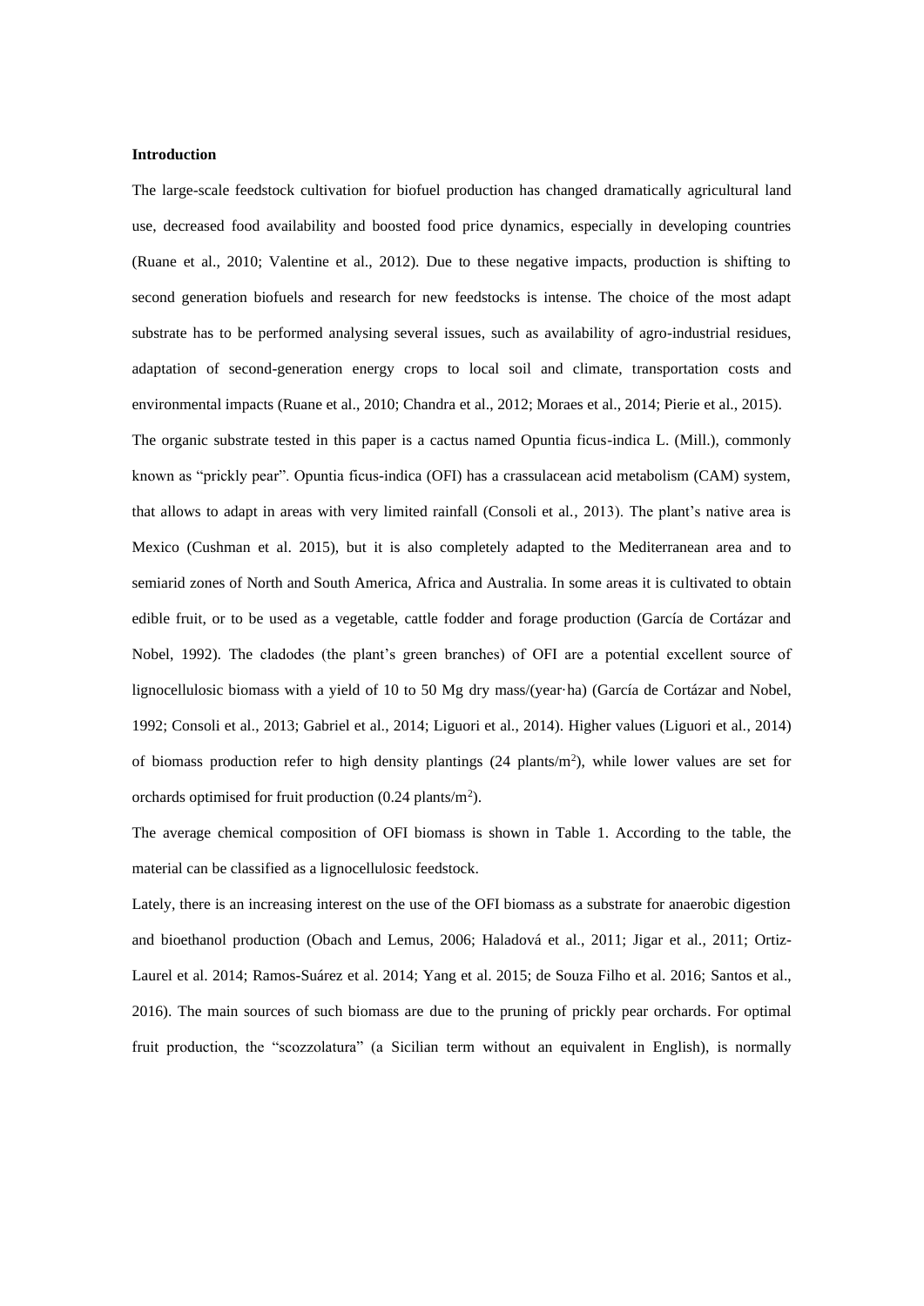**Introduction**

The large-scale feedstock cultivation for biofuel production has changed dramatically agricultural land use, decreased food availability and boosted food price dynamics, especially in developing countries (Ruane et al., 2010; Valentine et al., 2012). Due to these negative impacts, production is shifting to second generation biofuels and research for new feedstocks is intense. The choice of the most adapt substrate has to be performed analysing several issues, such as availability of agro-industrial residues, adaptation of second-generation energy crops to local soil and climate, transportation costs and environmental impacts (Ruane et al., 2010; Chandra et al., 2012; Moraes et al., 2014; Pierie et al., 2015).

The organic substrate tested in this paper is a cactus named Opuntia ficus-indica L. (Mill.), commonly known as "prickly pear". Opuntia ficus-indica (OFI) has a crassulacean acid metabolism (CAM) system, that allows to adapt in areas with very limited rainfall (Consoli et al., 2013). The plant's native area is Mexico (Cushman et al. 2015), but it is also completely adapted to the Mediterranean area and to semiarid zones of North and South America, Africa and Australia. In some areas it is cultivated to obtain edible fruit, or to be used as a vegetable, cattle fodder and forage production (García de Cortázar and Nobel, 1992). The cladodes (the plant's green branches) of OFI are a potential excellent source of lignocellulosic biomass with a yield of 10 to 50 Mg dry mass/(year·ha) (García de Cortázar and Nobel, 1992; Consoli et al., 2013; Gabriel et al., 2014; Liguori et al., 2014). Higher values (Liguori et al., 2014) of biomass production refer to high density plantings (24 plants/m$^2$), while lower values are set for orchards optimised for fruit production (0.24 plants/m$^2$).

The average chemical composition of OFI biomass is shown in Table 1. According to the table, the material can be classified as a lignocellulosic feedstock.

Lately, there is an increasing interest on the use of the OFI biomass as a substrate for anaerobic digestion and bioethanol production (Obach and Lemus, 2006; Haladová et al., 2011; Jigar et al., 2011; Ortiz-Laurel et al. 2014; Ramos-Suárez et al. 2014; Yang et al. 2015; de Souza Filho et al. 2016; Santos et al., 2016). The main sources of such biomass are due to the pruning of prickly pear orchards. For optimal fruit production, the "scozzolatura" (a Sicilian term without an equivalent in English), is normally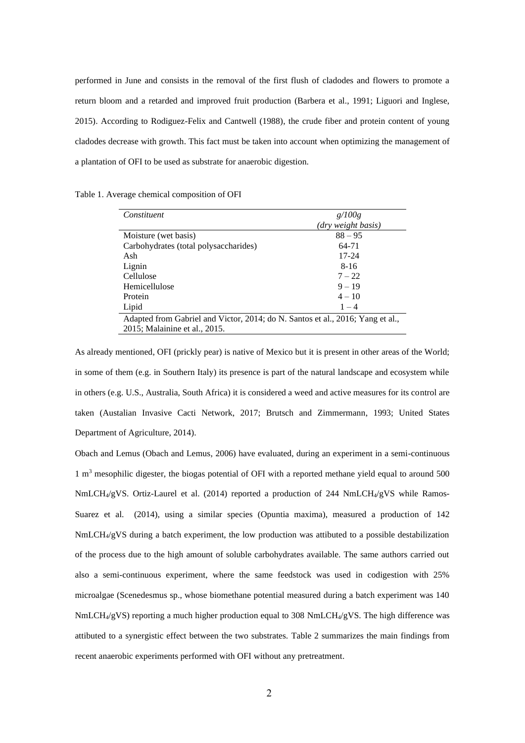performed in June and consists in the removal of the first flush of cladodes and flowers to promote a return bloom and a retarded and improved fruit production (Barbera et al., 1991; Liguori and Inglese, 2015). According to Rodiguez-Felix and Cantwell (1988), the crude fiber and protein content of young cladodes decrease with growth. This fact must be taken into account when optimizing the management of a plantation of OFI to be used as substrate for anaerobic digestion.

Table 1. Average chemical composition of OFI

| *Constituent* | *g/100g (dry weight basis)* |
|---|---|
| Moisture (wet basis) | 88 – 95 |
| Carbohydrates (total polysaccharides) | 64-71 |
| Ash | 17-24 |
| Lignin | 8-16 |
| Cellulose | 7 – 22 |
| Hemicellulose | 9 – 19 |
| Protein | 4 – 10 |
| Lipid | 1 – 4 |
| Adapted from Gabriel and Victor, 2014; do N. Santos et al., 2016; Yang et al., 2015; Malainine et al., 2015. | |

As already mentioned, OFI (prickly pear) is native of Mexico but it is present in other areas of the World; in some of them (e.g. in Southern Italy) its presence is part of the natural landscape and ecosystem while in others (e.g. U.S., Australia, South Africa) it is considered a weed and active measures for its control are taken (Austalian Invasive Cacti Network, 2017; Brutsch and Zimmermann, 1993; United States Department of Agriculture, 2014).

Obach and Lemus (Obach and Lemus, 2006) have evaluated, during an experiment in a semi-continuous 1 $m^3$ mesophilic digester, the biogas potential of OFI with a reported methane yield equal to around 500 $NmLCH_4/gVS$. Ortiz-Laurel et al. (2014) reported a production of 244 $NmLCH_4/gVS$ while Ramos-Suarez et al. (2014), using a similar species (Opuntia maxima), measured a production of 142 $NmLCH_4/gVS$ during a batch experiment, the low production was attibuted to a possible destabilization of the process due to the high amount of soluble carbohydrates available. The same authors carried out also a semi-continuous experiment, where the same feedstock was used in codigestion with 25% microalgae (Scenedesmus sp., whose biomethane potential measured during a batch experiment was 140 $NmLCH_4/gVS$) reporting a much higher production equal to 308 $NmLCH_4/gVS$. The high difference was attibuted to a synergistic effect between the two substrates. Table 2 summarizes the main findings from recent anaerobic experiments performed with OFI without any pretreatment.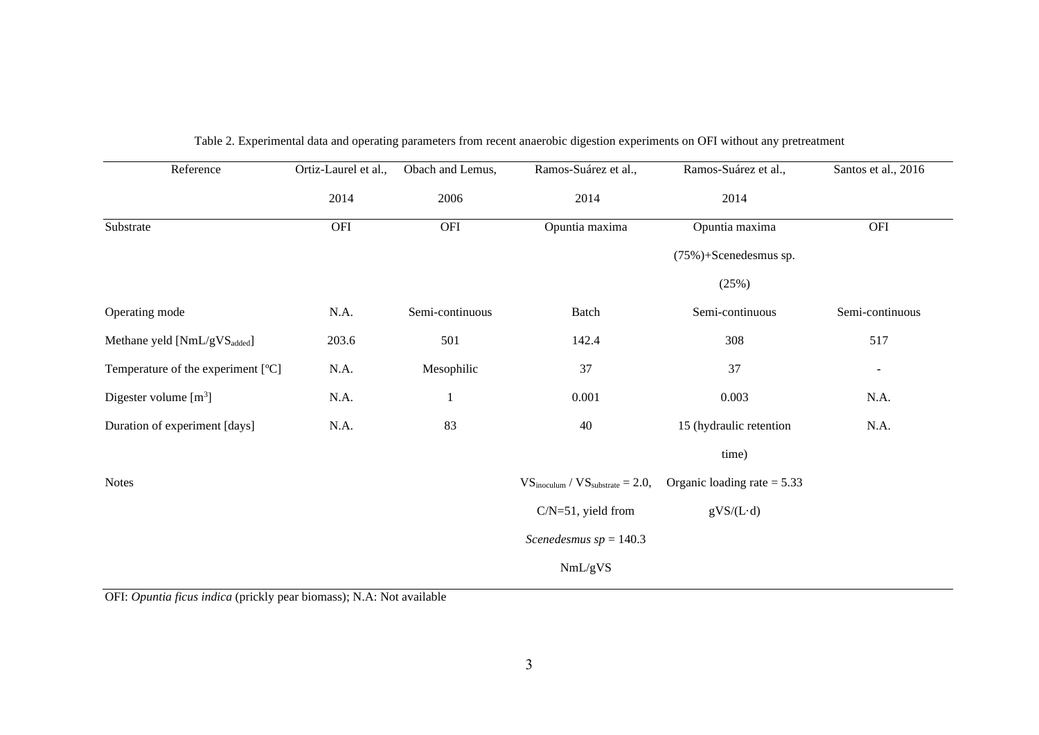Table 2. Experimental data and operating parameters from recent anaerobic digestion experiments on OFI without any pretreatment

| Reference | Ortiz-Laurel et al., 2014 | Obach and Lemus, 2006 | Ramos-Suárez et al., 2014 | Ramos-Suárez et al., 2014 | Santos et al., 2016 |
|---|---|---|---|---|---|
| Substrate | OFI | OFI | Opuntia maxima | Opuntia maxima (75%)+Scenedesmus sp. (25%) | OFI |
| Operating mode | N.A. | Semi-continuous | Batch | Semi-continuous | Semi-continuous |
| Methane yeld [$NmL/gVS_{added}$] | 203.6 | 501 | 142.4 | 308 | 517 |
| Temperature of the experiment [ºC] | N.A. | Mesophilic | 37 | 37 | - |
| Digester volume [$m^3$] | N.A. | 1 | 0.001 | 0.003 | N.A. |
| Duration of experiment [days] | N.A. | 83 | 40 | 15 (hydraulic retention time) | N.A. |
| Notes | | | $VS_{inoculum}$ / $VS_{substrate}$ = 2.0, C/N=51, yield from *Scenedesmus sp* = 140.3 NmL/gVS | Organic loading rate = 5.33 gVS/(L·d) | |

OFI: *Opuntia ficus indica* (prickly pear biomass); N.A: Not available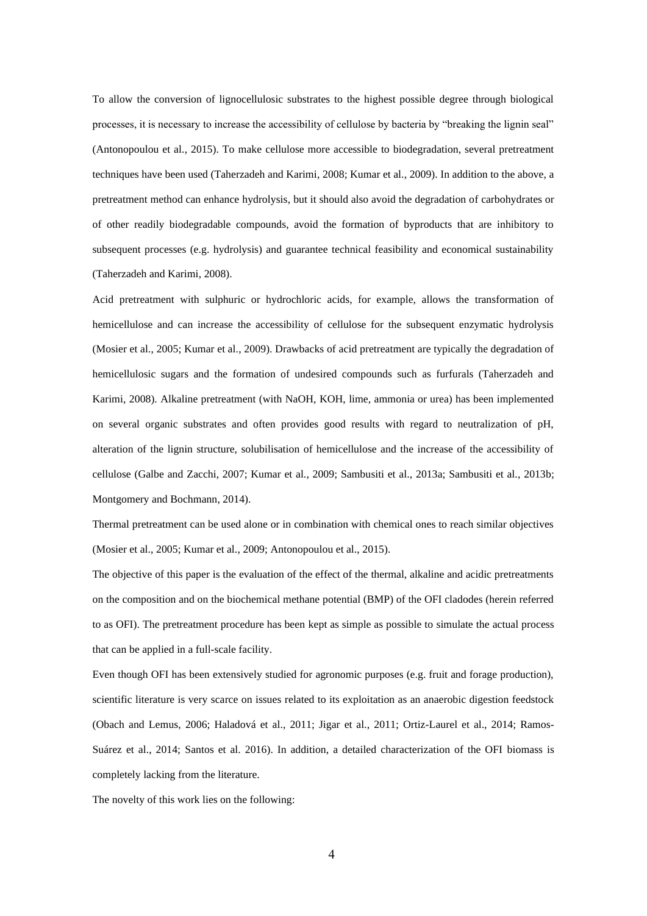To allow the conversion of lignocellulosic substrates to the highest possible degree through biological processes, it is necessary to increase the accessibility of cellulose by bacteria by "breaking the lignin seal" (Antonopoulou et al., 2015). To make cellulose more accessible to biodegradation, several pretreatment techniques have been used (Taherzadeh and Karimi, 2008; Kumar et al., 2009). In addition to the above, a pretreatment method can enhance hydrolysis, but it should also avoid the degradation of carbohydrates or of other readily biodegradable compounds, avoid the formation of byproducts that are inhibitory to subsequent processes (e.g. hydrolysis) and guarantee technical feasibility and economical sustainability (Taherzadeh and Karimi, 2008).

Acid pretreatment with sulphuric or hydrochloric acids, for example, allows the transformation of hemicellulose and can increase the accessibility of cellulose for the subsequent enzymatic hydrolysis (Mosier et al., 2005; Kumar et al., 2009). Drawbacks of acid pretreatment are typically the degradation of hemicellulosic sugars and the formation of undesired compounds such as furfurals (Taherzadeh and Karimi, 2008). Alkaline pretreatment (with NaOH, KOH, lime, ammonia or urea) has been implemented on several organic substrates and often provides good results with regard to neutralization of pH, alteration of the lignin structure, solubilisation of hemicellulose and the increase of the accessibility of cellulose (Galbe and Zacchi, 2007; Kumar et al., 2009; Sambusiti et al., 2013a; Sambusiti et al., 2013b; Montgomery and Bochmann, 2014).

Thermal pretreatment can be used alone or in combination with chemical ones to reach similar objectives (Mosier et al., 2005; Kumar et al., 2009; Antonopoulou et al., 2015).

The objective of this paper is the evaluation of the effect of the thermal, alkaline and acidic pretreatments on the composition and on the biochemical methane potential (BMP) of the OFI cladodes (herein referred to as OFI). The pretreatment procedure has been kept as simple as possible to simulate the actual process that can be applied in a full-scale facility.

Even though OFI has been extensively studied for agronomic purposes (e.g. fruit and forage production), scientific literature is very scarce on issues related to its exploitation as an anaerobic digestion feedstock (Obach and Lemus, 2006; Haladová et al., 2011; Jigar et al., 2011; Ortiz-Laurel et al., 2014; Ramos-Suárez et al., 2014; Santos et al. 2016). In addition, a detailed characterization of the OFI biomass is completely lacking from the literature.

The novelty of this work lies on the following: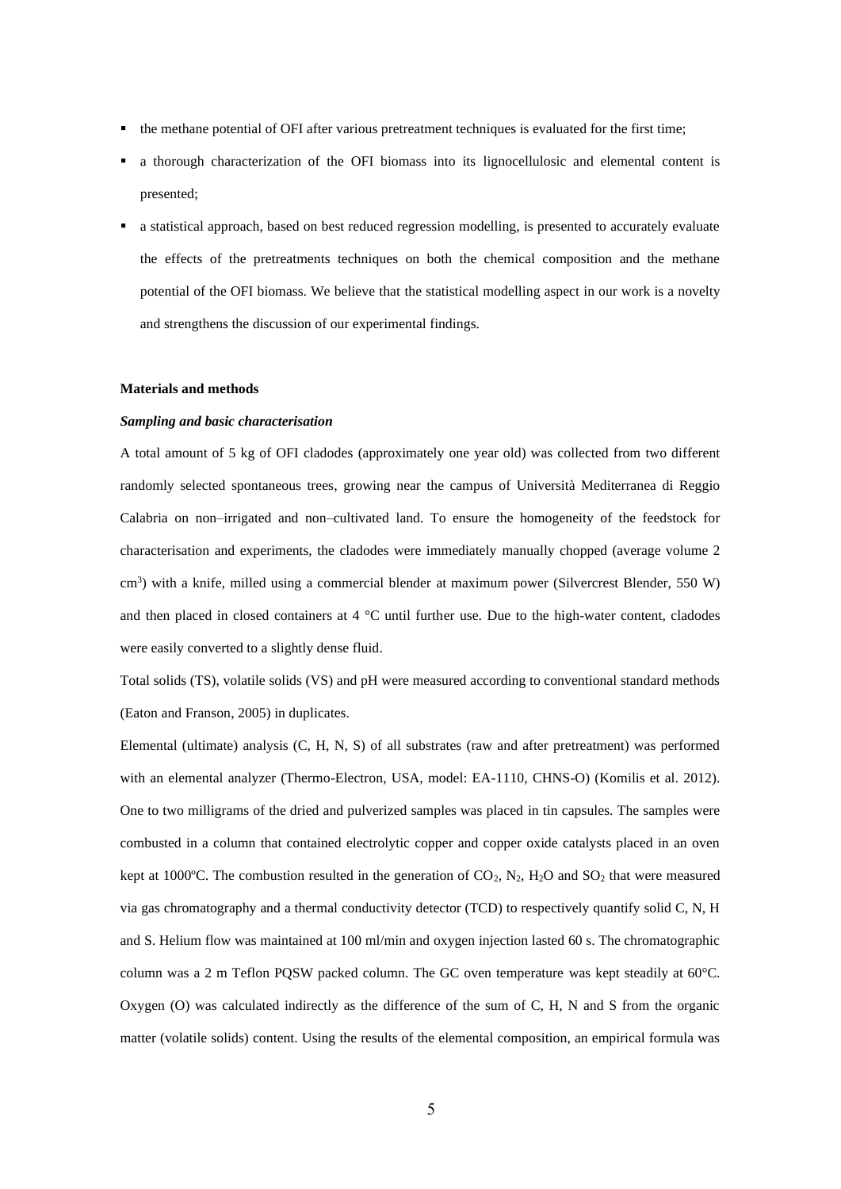- the methane potential of OFI after various pretreatment techniques is evaluated for the first time;
- a thorough characterization of the OFI biomass into its lignocellulosic and elemental content is presented;
- a statistical approach, based on best reduced regression modelling, is presented to accurately evaluate the effects of the pretreatments techniques on both the chemical composition and the methane potential of the OFI biomass. We believe that the statistical modelling aspect in our work is a novelty and strengthens the discussion of our experimental findings.

**Materials and methods**

***Sampling and basic characterisation***

A total amount of 5 kg of OFI cladodes (approximately one year old) was collected from two different randomly selected spontaneous trees, growing near the campus of Università Mediterranea di Reggio Calabria on non–irrigated and non–cultivated land. To ensure the homogeneity of the feedstock for characterisation and experiments, the cladodes were immediately manually chopped (average volume 2 $cm^3$) with a knife, milled using a commercial blender at maximum power (Silvercrest Blender, 550 W) and then placed in closed containers at 4 °C until further use. Due to the high-water content, cladodes were easily converted to a slightly dense fluid.

Total solids (TS), volatile solids (VS) and pH were measured according to conventional standard methods (Eaton and Franson, 2005) in duplicates.

Elemental (ultimate) analysis (C, H, N, S) of all substrates (raw and after pretreatment) was performed with an elemental analyzer (Thermo-Electron, USA, model: EA-1110, CHNS-O) (Komilis et al. 2012). One to two milligrams of the dried and pulverized samples was placed in tin capsules. The samples were combusted in a column that contained electrolytic copper and copper oxide catalysts placed in an oven kept at 1000ºC. The combustion resulted in the generation of $CO_2$, $N_2$, $H_2O$ and $SO_2$ that were measured via gas chromatography and a thermal conductivity detector (TCD) to respectively quantify solid C, N, H and S. Helium flow was maintained at 100 ml/min and oxygen injection lasted 60 s. The chromatographic column was a 2 m Teflon PQSW packed column. The GC oven temperature was kept steadily at 60°C. Oxygen (O) was calculated indirectly as the difference of the sum of C, H, N and S from the organic matter (volatile solids) content. Using the results of the elemental composition, an empirical formula was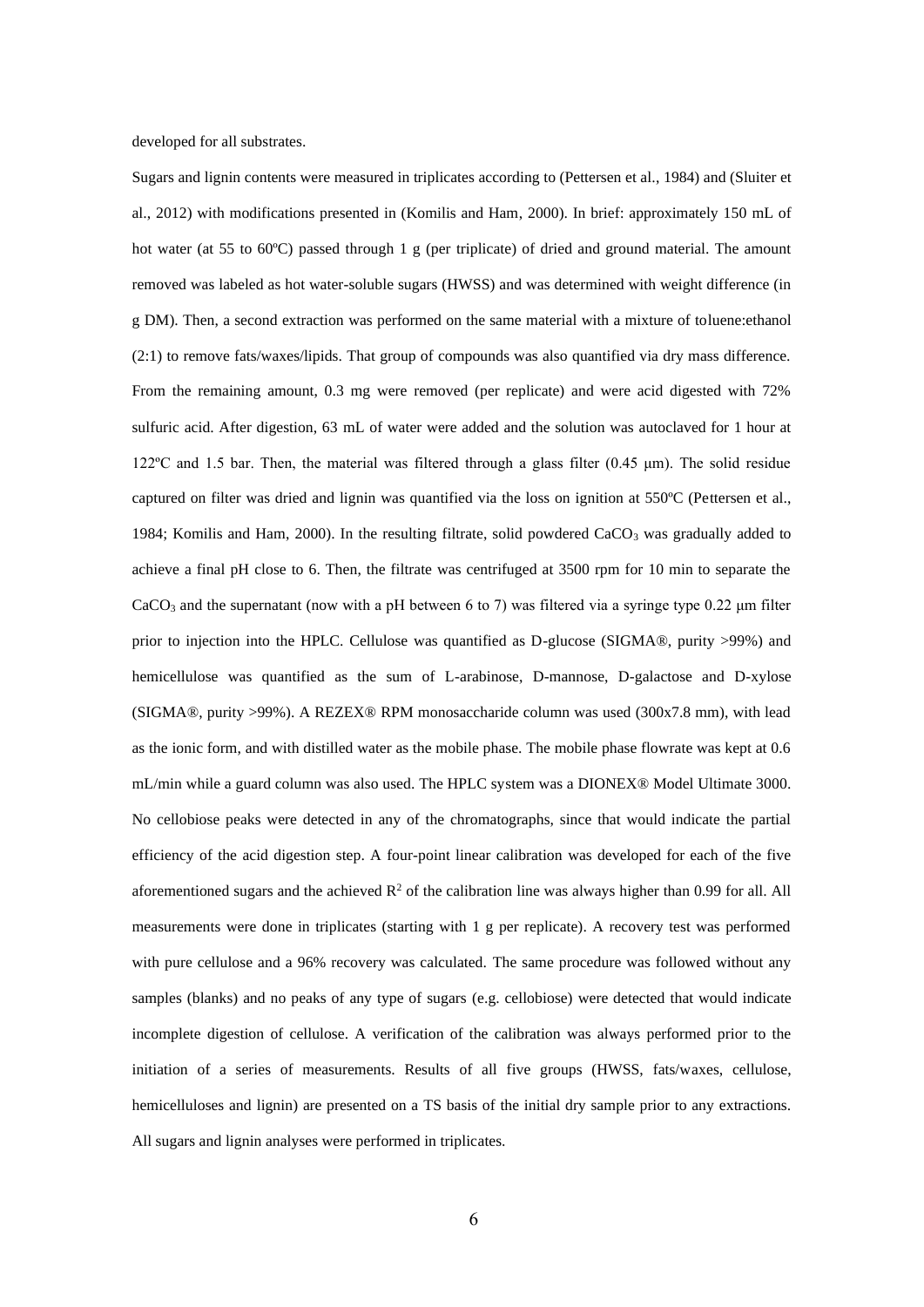developed for all substrates.

Sugars and lignin contents were measured in triplicates according to (Pettersen et al., 1984) and (Sluiter et al., 2012) with modifications presented in (Komilis and Ham, 2000). In brief: approximately 150 mL of hot water (at 55 to 60ºC) passed through 1 g (per triplicate) of dried and ground material. The amount removed was labeled as hot water-soluble sugars (HWSS) and was determined with weight difference (in g DM). Then, a second extraction was performed on the same material with a mixture of toluene:ethanol (2:1) to remove fats/waxes/lipids. That group of compounds was also quantified via dry mass difference. From the remaining amount, 0.3 mg were removed (per replicate) and were acid digested with 72% sulfuric acid. After digestion, 63 mL of water were added and the solution was autoclaved for 1 hour at 122ºC and 1.5 bar. Then, the material was filtered through a glass filter (0.45 μm). The solid residue captured on filter was dried and lignin was quantified via the loss on ignition at 550ºC (Pettersen et al., 1984; Komilis and Ham, 2000). In the resulting filtrate, solid powdered $CaCO_3$ was gradually added to achieve a final pH close to 6. Then, the filtrate was centrifuged at 3500 rpm for 10 min to separate the $CaCO_3$ and the supernatant (now with a pH between 6 to 7) was filtered via a syringe type 0.22 μm filter prior to injection into the HPLC. Cellulose was quantified as D-glucose (SIGMA®, purity >99%) and hemicellulose was quantified as the sum of L-arabinose, D-mannose, D-galactose and D-xylose (SIGMA®, purity >99%). A REZEX® RPM monosaccharide column was used (300x7.8 mm), with lead as the ionic form, and with distilled water as the mobile phase. The mobile phase flowrate was kept at 0.6 mL/min while a guard column was also used. The HPLC system was a DIONEX® Model Ultimate 3000. No cellobiose peaks were detected in any of the chromatographs, since that would indicate the partial efficiency of the acid digestion step. A four-point linear calibration was developed for each of the five aforementioned sugars and the achieved $R^2$ of the calibration line was always higher than 0.99 for all. All measurements were done in triplicates (starting with 1 g per replicate). A recovery test was performed with pure cellulose and a 96% recovery was calculated. The same procedure was followed without any samples (blanks) and no peaks of any type of sugars (e.g. cellobiose) were detected that would indicate incomplete digestion of cellulose. A verification of the calibration was always performed prior to the initiation of a series of measurements. Results of all five groups (HWSS, fats/waxes, cellulose, hemicelluloses and lignin) are presented on a TS basis of the initial dry sample prior to any extractions. All sugars and lignin analyses were performed in triplicates.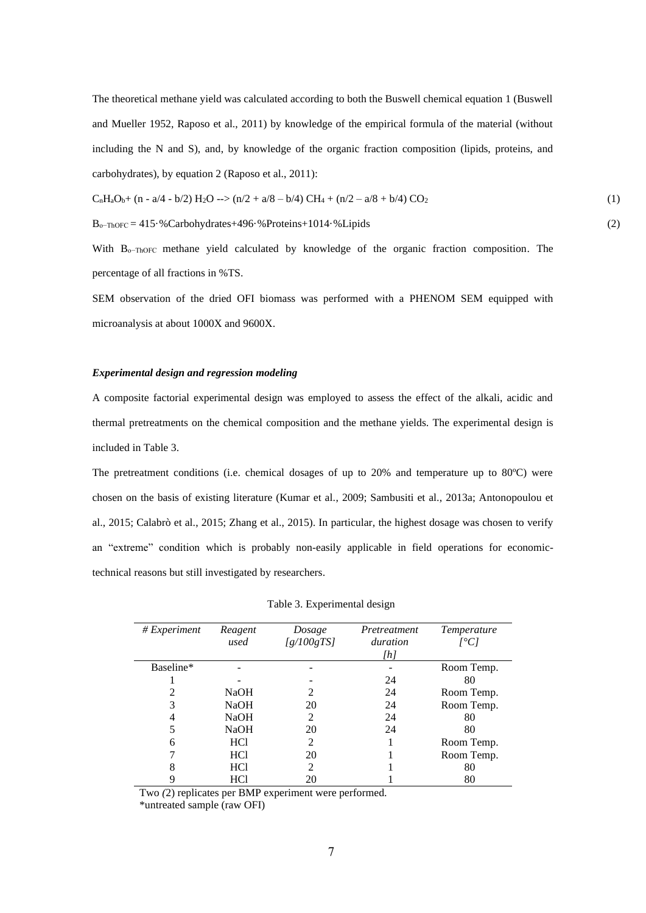The theoretical methane yield was calculated according to both the Buswell chemical equation 1 (Buswell and Mueller 1952, Raposo et al., 2011) by knowledge of the empirical formula of the material (without including the N and S), and, by knowledge of the organic fraction composition (lipids, proteins, and carbohydrates), by equation 2 (Raposo et al., 2011):

$$C_nH_aO_b + (n - a/4 - b/2)\ H_2O \rightarrow (n/2 + a/8 - b/4)\ CH_4 + (n/2 - a/8 + b/4)\ CO_2 \quad (1)$$

$$B_{o-ThOFC} = 415 \cdot \%Carbohydrates + 496 \cdot \%Proteins + 1014 \cdot \%Lipids \quad (2)$$

With $B_{o-ThOFC}$ methane yield calculated by knowledge of the organic fraction composition. The percentage of all fractions in %TS.

SEM observation of the dried OFI biomass was performed with a PHENOM SEM equipped with microanalysis at about 1000X and 9600X.

### *Experimental design and regression modeling*

A composite factorial experimental design was employed to assess the effect of the alkali, acidic and thermal pretreatments on the chemical composition and the methane yields. The experimental design is included in Table 3.

The pretreatment conditions (i.e. chemical dosages of up to 20% and temperature up to 80ºC) were chosen on the basis of existing literature (Kumar et al., 2009; Sambusiti et al., 2013a; Antonopoulou et al., 2015; Calabrò et al., 2015; Zhang et al., 2015). In particular, the highest dosage was chosen to verify an "extreme" condition which is probably non-easily applicable in field operations for economic-technical reasons but still investigated by researchers.

Table 3. Experimental design

| *# Experiment* | *Reagent used* | *Dosage [g/100gTS]* | *Pretreatment duration [h]* | *Temperature [°C]* |
|---|---|---|---|---|
| Baseline* | - | - | - | Room Temp. |
| 1 | - | - | 24 | 80 |
| 2 | NaOH | 2 | 24 | Room Temp. |
| 3 | NaOH | 20 | 24 | Room Temp. |
| 4 | NaOH | 2 | 24 | 80 |
| 5 | NaOH | 20 | 24 | 80 |
| 6 | HCl | 2 | 1 | Room Temp. |
| 7 | HCl | 20 | 1 | Room Temp. |
| 8 | HCl | 2 | 1 | 80 |
| 9 | HCl | 20 | 1 | 80 |

Two (2) replicates per BMP experiment were performed.
*untreated sample (raw OFI)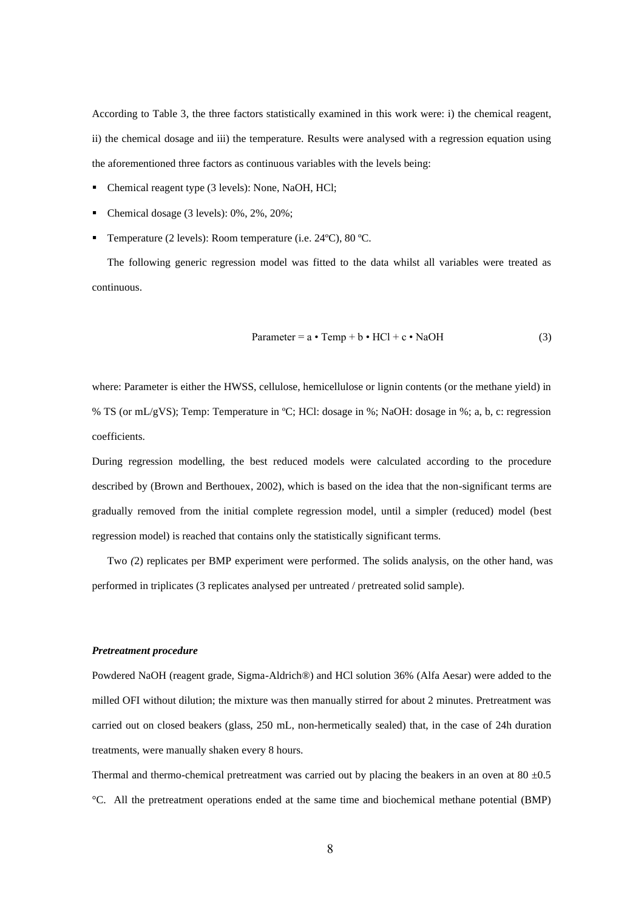According to Table 3, the three factors statistically examined in this work were: i) the chemical reagent, ii) the chemical dosage and iii) the temperature. Results were analysed with a regression equation using the aforementioned three factors as continuous variables with the levels being:

- Chemical reagent type (3 levels): None, NaOH, HCl;
- Chemical dosage (3 levels): 0%, 2%, 20%;
- Temperature (2 levels): Room temperature (i.e. 24ºC), 80 ºC.

The following generic regression model was fitted to the data whilst all variables were treated as continuous.

$$\text{Parameter} = a \bullet \text{Temp} + b \bullet \text{HCl} + c \bullet \text{NaOH} \tag{3}$$

where: Parameter is either the HWSS, cellulose, hemicellulose or lignin contents (or the methane yield) in % TS (or mL/gVS); Temp: Temperature in ºC; HCl: dosage in %; NaOH: dosage in %; a, b, c: regression coefficients.

During regression modelling, the best reduced models were calculated according to the procedure described by (Brown and Berthouex, 2002), which is based on the idea that the non-significant terms are gradually removed from the initial complete regression model, until a simpler (reduced) model (best regression model) is reached that contains only the statistically significant terms.

Two (2) replicates per BMP experiment were performed. The solids analysis, on the other hand, was performed in triplicates (3 replicates analysed per untreated / pretreated solid sample).

### *Pretreatment procedure*

Powdered NaOH (reagent grade, Sigma-Aldrich®) and HCl solution 36% (Alfa Aesar) were added to the milled OFI without dilution; the mixture was then manually stirred for about 2 minutes. Pretreatment was carried out on closed beakers (glass, 250 mL, non-hermetically sealed) that, in the case of 24h duration treatments, were manually shaken every 8 hours.

Thermal and thermo-chemical pretreatment was carried out by placing the beakers in an oven at 80 ±0.5 °C. All the pretreatment operations ended at the same time and biochemical methane potential (BMP)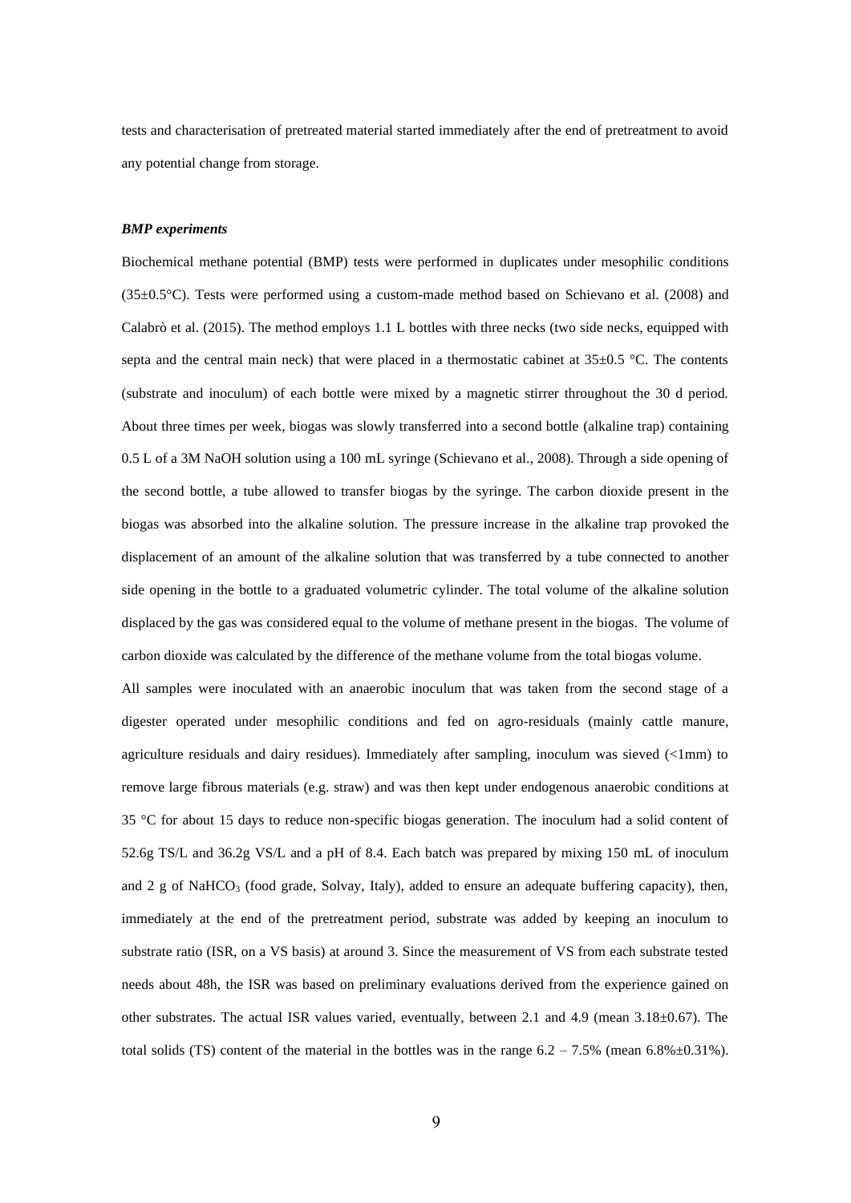tests and characterisation of pretreated material started immediately after the end of pretreatment to avoid any potential change from storage.

***BMP experiments***

Biochemical methane potential (BMP) tests were performed in duplicates under mesophilic conditions (35±0.5°C). Tests were performed using a custom-made method based on Schievano et al. (2008) and Calabrò et al. (2015). The method employs 1.1 L bottles with three necks (two side necks, equipped with septa and the central main neck) that were placed in a thermostatic cabinet at 35±0.5 °C. The contents (substrate and inoculum) of each bottle were mixed by a magnetic stirrer throughout the 30 d period. About three times per week, biogas was slowly transferred into a second bottle (alkaline trap) containing 0.5 L of a 3M NaOH solution using a 100 mL syringe (Schievano et al., 2008). Through a side opening of the second bottle, a tube allowed to transfer biogas by the syringe. The carbon dioxide present in the biogas was absorbed into the alkaline solution. The pressure increase in the alkaline trap provoked the displacement of an amount of the alkaline solution that was transferred by a tube connected to another side opening in the bottle to a graduated volumetric cylinder. The total volume of the alkaline solution displaced by the gas was considered equal to the volume of methane present in the biogas. The volume of carbon dioxide was calculated by the difference of the methane volume from the total biogas volume.

All samples were inoculated with an anaerobic inoculum that was taken from the second stage of a digester operated under mesophilic conditions and fed on agro-residuals (mainly cattle manure, agriculture residuals and dairy residues). Immediately after sampling, inoculum was sieved (<1mm) to remove large fibrous materials (e.g. straw) and was then kept under endogenous anaerobic conditions at 35 °C for about 15 days to reduce non-specific biogas generation. The inoculum had a solid content of 52.6g TS/L and 36.2g VS/L and a pH of 8.4. Each batch was prepared by mixing 150 mL of inoculum and 2 g of $NaHCO_3$ (food grade, Solvay, Italy), added to ensure an adequate buffering capacity), then, immediately at the end of the pretreatment period, substrate was added by keeping an inoculum to substrate ratio (ISR, on a VS basis) at around 3. Since the measurement of VS from each substrate tested needs about 48h, the ISR was based on preliminary evaluations derived from the experience gained on other substrates. The actual ISR values varied, eventually, between 2.1 and 4.9 (mean 3.18±0.67). The total solids (TS) content of the material in the bottles was in the range 6.2 – 7.5% (mean 6.8%±0.31%).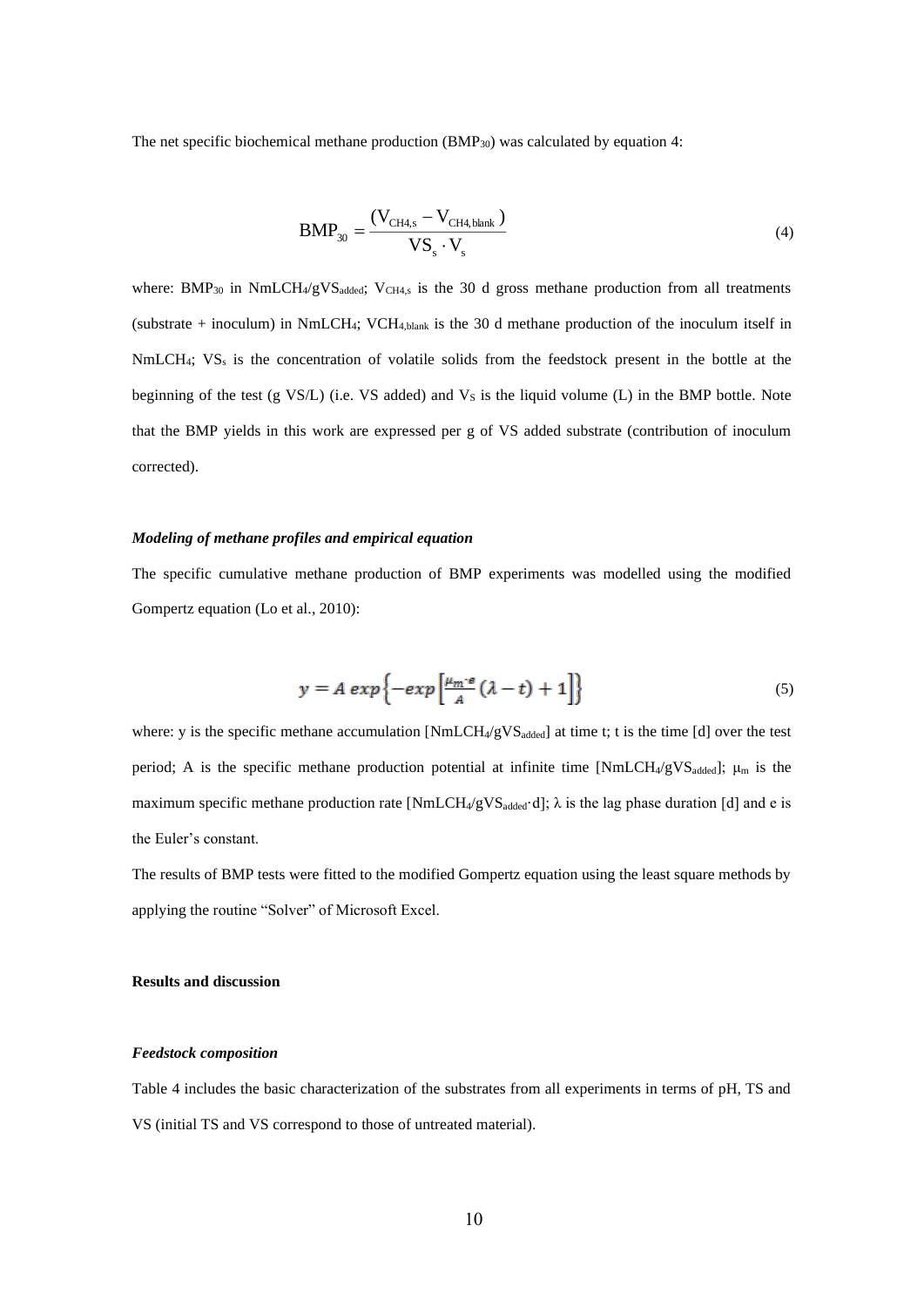The net specific biochemical methane production ($BMP_{30}$) was calculated by equation 4:

$$BMP_{30} = \frac{(V_{CH4,s} - V_{CH4,blank})}{VS_s \cdot V_s} \tag{4}$$

where: $BMP_{30}$ in $NmLCH_4/gVS_{added}$; $V_{CH4,s}$ is the 30 d gross methane production from all treatments (substrate + inoculum) in $NmLCH_4$; $VCH_{4,blank}$ is the 30 d methane production of the inoculum itself in $NmLCH_4$; $VS_s$ is the concentration of volatile solids from the feedstock present in the bottle at the beginning of the test (g VS/L) (i.e. VS added) and $V_S$ is the liquid volume (L) in the BMP bottle. Note that the BMP yields in this work are expressed per g of VS added substrate (contribution of inoculum corrected).

### *Modeling of methane profiles and empirical equation*

The specific cumulative methane production of BMP experiments was modelled using the modified Gompertz equation (Lo et al., 2010):

$$y = A\, exp\left\{-exp\left[\frac{\mu_m \cdot e}{A}(\lambda - t) + 1\right]\right\} \tag{5}$$

where: y is the specific methane accumulation [$NmLCH_4/gVS_{added}$] at time t; t is the time [d] over the test period; A is the specific methane production potential at infinite time [$NmLCH_4/gVS_{added}$]; $\mu_m$ is the maximum specific methane production rate [$NmLCH_4/gVS_{added} \cdot d$]; $\lambda$ is the lag phase duration [d] and e is the Euler's constant.

The results of BMP tests were fitted to the modified Gompertz equation using the least square methods by applying the routine "Solver" of Microsoft Excel.

## Results and discussion

### *Feedstock composition*

Table 4 includes the basic characterization of the substrates from all experiments in terms of pH, TS and VS (initial TS and VS correspond to those of untreated material).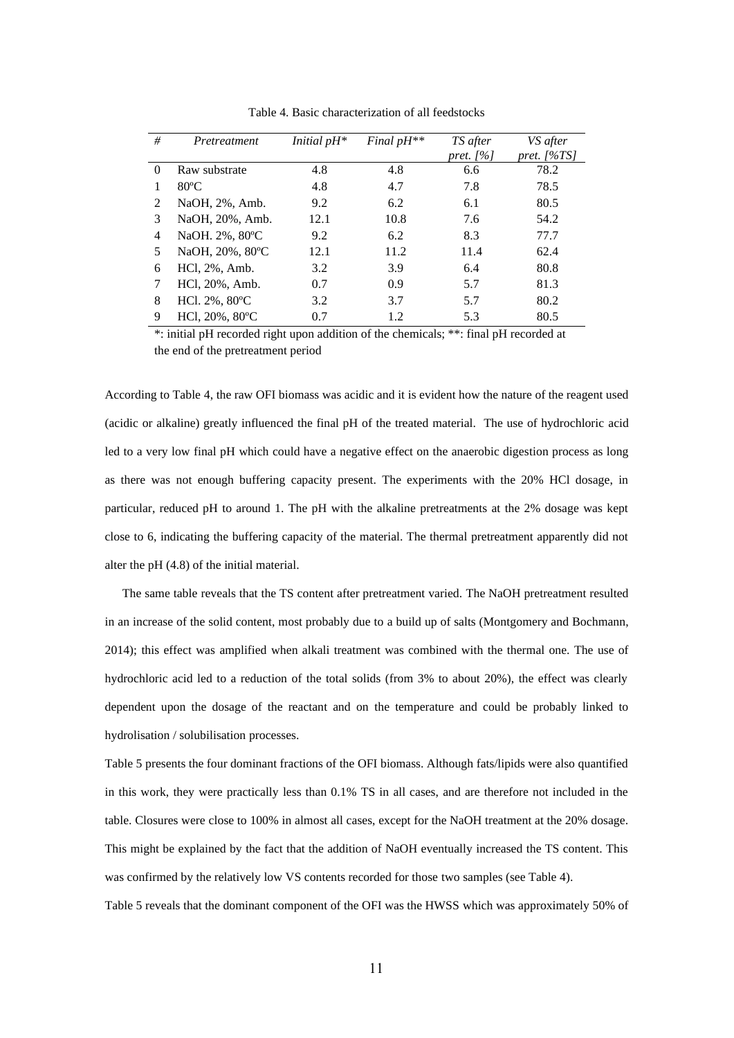Table 4. Basic characterization of all feedstocks

| *#* | *Pretreatment* | *Initial pH\** | *Final pH\*\** | *TS after pret. [%]* | *VS after pret. [%TS]* |
|---|---|---|---|---|---|
| 0 | Raw substrate | 4.8 | 4.8 | 6.6 | 78.2 |
| 1 | 80ºC | 4.8 | 4.7 | 7.8 | 78.5 |
| 2 | NaOH, 2%, Amb. | 9.2 | 6.2 | 6.1 | 80.5 |
| 3 | NaOH, 20%, Amb. | 12.1 | 10.8 | 7.6 | 54.2 |
| 4 | NaOH. 2%, 80ºC | 9.2 | 6.2 | 8.3 | 77.7 |
| 5 | NaOH, 20%, 80ºC | 12.1 | 11.2 | 11.4 | 62.4 |
| 6 | HCl, 2%, Amb. | 3.2 | 3.9 | 6.4 | 80.8 |
| 7 | HCl, 20%, Amb. | 0.7 | 0.9 | 5.7 | 81.3 |
| 8 | HCl. 2%, 80ºC | 3.2 | 3.7 | 5.7 | 80.2 |
| 9 | HCl, 20%, 80ºC | 0.7 | 1.2 | 5.3 | 80.5 |

*: initial pH recorded right upon addition of the chemicals; **: final pH recorded at the end of the pretreatment period

According to Table 4, the raw OFI biomass was acidic and it is evident how the nature of the reagent used (acidic or alkaline) greatly influenced the final pH of the treated material. The use of hydrochloric acid led to a very low final pH which could have a negative effect on the anaerobic digestion process as long as there was not enough buffering capacity present. The experiments with the 20% HCl dosage, in particular, reduced pH to around 1. The pH with the alkaline pretreatments at the 2% dosage was kept close to 6, indicating the buffering capacity of the material. The thermal pretreatment apparently did not alter the pH (4.8) of the initial material.

The same table reveals that the TS content after pretreatment varied. The NaOH pretreatment resulted in an increase of the solid content, most probably due to a build up of salts (Montgomery and Bochmann, 2014); this effect was amplified when alkali treatment was combined with the thermal one. The use of hydrochloric acid led to a reduction of the total solids (from 3% to about 20%), the effect was clearly dependent upon the dosage of the reactant and on the temperature and could be probably linked to hydrolisation / solubilisation processes.

Table 5 presents the four dominant fractions of the OFI biomass. Although fats/lipids were also quantified in this work, they were practically less than 0.1% TS in all cases, and are therefore not included in the table. Closures were close to 100% in almost all cases, except for the NaOH treatment at the 20% dosage. This might be explained by the fact that the addition of NaOH eventually increased the TS content. This was confirmed by the relatively low VS contents recorded for those two samples (see Table 4).

Table 5 reveals that the dominant component of the OFI was the HWSS which was approximately 50% of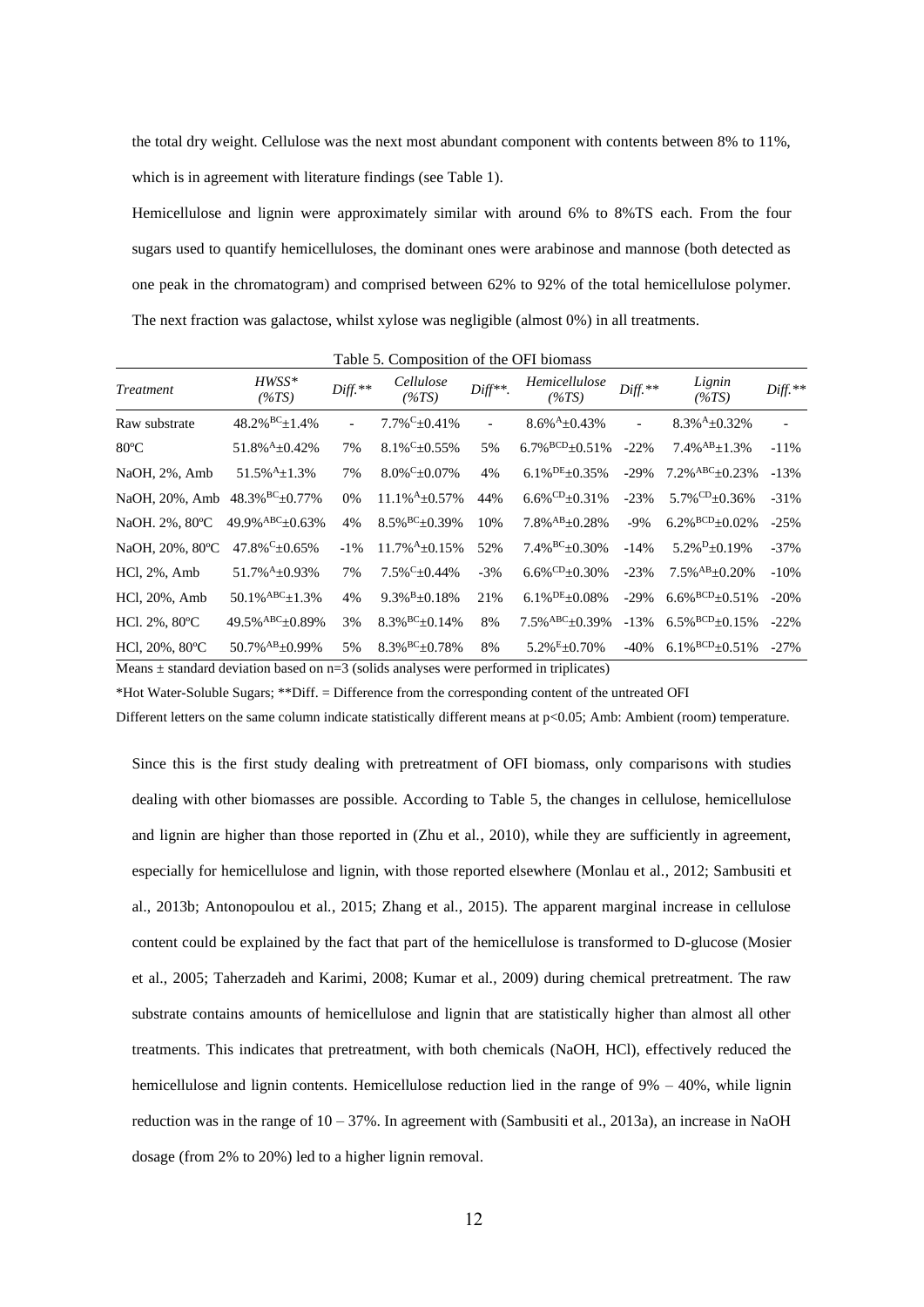the total dry weight. Cellulose was the next most abundant component with contents between 8% to 11%, which is in agreement with literature findings (see Table 1).

Hemicellulose and lignin were approximately similar with around 6% to 8%TS each. From the four sugars used to quantify hemicelluloses, the dominant ones were arabinose and mannose (both detected as one peak in the chromatogram) and comprised between 62% to 92% of the total hemicellulose polymer. The next fraction was galactose, whilst xylose was negligible (almost 0%) in all treatments.

Table 5. Composition of the OFI biomass

| *Treatment* | *HWSS\* (%TS)* | *Diff.\*\** | *Cellulose (%TS)* | *Diff\*\*.* | *Hemicellulose (%TS)* | *Diff.\*\** | *Lignin (%TS)* | *Diff.\*\** |
|---|---|---|---|---|---|---|---|---|
| Raw substrate | 48.2%$^{BC}$±1.4% | - | 7.7%$^{C}$±0.41% | - | 8.6%$^{A}$±0.43% | - | 8.3%$^{A}$±0.32% | - |
| 80ºC | 51.8%$^{A}$±0.42% | 7% | 8.1%$^{C}$±0.55% | 5% | 6.7%$^{BCD}$±0.51% | -22% | 7.4%$^{AB}$±1.3% | -11% |
| NaOH, 2%, Amb | 51.5%$^{A}$±1.3% | 7% | 8.0%$^{C}$±0.07% | 4% | 6.1%$^{DE}$±0.35% | -29% | 7.2%$^{ABC}$±0.23% | -13% |
| NaOH, 20%, Amb | 48.3%$^{BC}$±0.77% | 0% | 11.1%$^{A}$±0.57% | 44% | 6.6%$^{CD}$±0.31% | -23% | 5.7%$^{CD}$±0.36% | -31% |
| NaOH. 2%, 80ºC | 49.9%$^{ABC}$±0.63% | 4% | 8.5%$^{BC}$±0.39% | 10% | 7.8%$^{AB}$±0.28% | -9% | 6.2%$^{BCD}$±0.02% | -25% |
| NaOH, 20%, 80ºC | 47.8%$^{C}$±0.65% | -1% | 11.7%$^{A}$±0.15% | 52% | 7.4%$^{BC}$±0.30% | -14% | 5.2%$^{D}$±0.19% | -37% |
| HCl, 2%, Amb | 51.7%$^{A}$±0.93% | 7% | 7.5%$^{C}$±0.44% | -3% | 6.6%$^{CD}$±0.30% | -23% | 7.5%$^{AB}$±0.20% | -10% |
| HCl, 20%, Amb | 50.1%$^{ABC}$±1.3% | 4% | 9.3%$^{B}$±0.18% | 21% | 6.1%$^{DE}$±0.08% | -29% | 6.6%$^{BCD}$±0.51% | -20% |
| HCl. 2%, 80ºC | 49.5%$^{ABC}$±0.89% | 3% | 8.3%$^{BC}$±0.14% | 8% | 7.5%$^{ABC}$±0.39% | -13% | 6.5%$^{BCD}$±0.15% | -22% |
| HCl, 20%, 80ºC | 50.7%$^{AB}$±0.99% | 5% | 8.3%$^{BC}$±0.78% | 8% | 5.2%$^{E}$±0.70% | -40% | 6.1%$^{BCD}$±0.51% | -27% |

Means ± standard deviation based on n=3 (solids analyses were performed in triplicates)

\*Hot Water-Soluble Sugars; \*\*Diff. = Difference from the corresponding content of the untreated OFI

Different letters on the same column indicate statistically different means at $p<0.05$; Amb: Ambient (room) temperature.

Since this is the first study dealing with pretreatment of OFI biomass, only comparisons with studies dealing with other biomasses are possible. According to Table 5, the changes in cellulose, hemicellulose and lignin are higher than those reported in (Zhu et al., 2010), while they are sufficiently in agreement, especially for hemicellulose and lignin, with those reported elsewhere (Monlau et al., 2012; Sambusiti et al., 2013b; Antonopoulou et al., 2015; Zhang et al., 2015). The apparent marginal increase in cellulose content could be explained by the fact that part of the hemicellulose is transformed to D-glucose (Mosier et al., 2005; Taherzadeh and Karimi, 2008; Kumar et al., 2009) during chemical pretreatment. The raw substrate contains amounts of hemicellulose and lignin that are statistically higher than almost all other treatments. This indicates that pretreatment, with both chemicals (NaOH, HCl), effectively reduced the hemicellulose and lignin contents. Hemicellulose reduction lied in the range of 9% – 40%, while lignin reduction was in the range of 10 – 37%. In agreement with (Sambusiti et al., 2013a), an increase in NaOH dosage (from 2% to 20%) led to a higher lignin removal.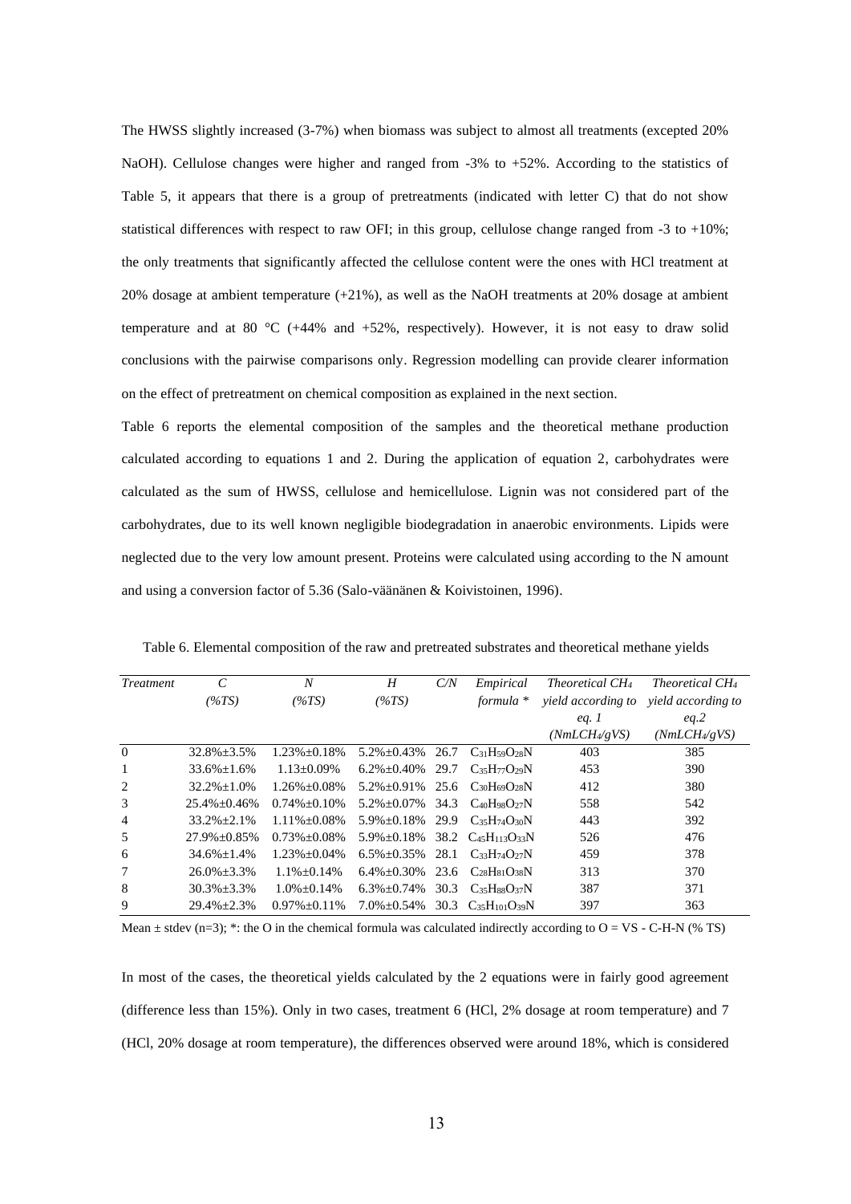The HWSS slightly increased (3-7%) when biomass was subject to almost all treatments (excepted 20% NaOH). Cellulose changes were higher and ranged from -3% to +52%. According to the statistics of Table 5, it appears that there is a group of pretreatments (indicated with letter C) that do not show statistical differences with respect to raw OFI; in this group, cellulose change ranged from -3 to +10%; the only treatments that significantly affected the cellulose content were the ones with HCl treatment at 20% dosage at ambient temperature (+21%), as well as the NaOH treatments at 20% dosage at ambient temperature and at 80 °C (+44% and +52%, respectively). However, it is not easy to draw solid conclusions with the pairwise comparisons only. Regression modelling can provide clearer information on the effect of pretreatment on chemical composition as explained in the next section.

Table 6 reports the elemental composition of the samples and the theoretical methane production calculated according to equations 1 and 2. During the application of equation 2, carbohydrates were calculated as the sum of HWSS, cellulose and hemicellulose. Lignin was not considered part of the carbohydrates, due to its well known negligible biodegradation in anaerobic environments. Lipids were neglected due to the very low amount present. Proteins were calculated using according to the N amount and using a conversion factor of 5.36 (Salo-väänänen & Koivistoinen, 1996).

Table 6. Elemental composition of the raw and pretreated substrates and theoretical methane yields

| *Treatment* | *C (%TS)* | *N (%TS)* | *H (%TS)* | *C/N* | *Empirical formula \** | *Theoretical $CH_4$ yield according to eq. 1 ($NmLCH_4/gVS$)* | *Theoretical $CH_4$ yield according to eq.2 ($NmLCH_4/gVS$)* |
|---|---|---|---|---|---|---|---|
| 0 | 32.8%±3.5% | 1.23%±0.18% | 5.2%±0.43% | 26.7 | $C_{31}H_{59}O_{28}N$ | 403 | 385 |
| 1 | 33.6%±1.6% | 1.13±0.09% | 6.2%±0.40% | 29.7 | $C_{35}H_{77}O_{29}N$ | 453 | 390 |
| 2 | 32.2%±1.0% | 1.26%±0.08% | 5.2%±0.91% | 25.6 | $C_{30}H_{69}O_{28}N$ | 412 | 380 |
| 3 | 25.4%±0.46% | 0.74%±0.10% | 5.2%±0.07% | 34.3 | $C_{40}H_{98}O_{27}N$ | 558 | 542 |
| 4 | 33.2%±2.1% | 1.11%±0.08% | 5.9%±0.18% | 29.9 | $C_{35}H_{74}O_{30}N$ | 443 | 392 |
| 5 | 27.9%±0.85% | 0.73%±0.08% | 5.9%±0.18% | 38.2 | $C_{45}H_{113}O_{33}N$ | 526 | 476 |
| 6 | 34.6%±1.4% | 1.23%±0.04% | 6.5%±0.35% | 28.1 | $C_{33}H_{74}O_{27}N$ | 459 | 378 |
| 7 | 26.0%±3.3% | 1.1%±0.14% | 6.4%±0.30% | 23.6 | $C_{28}H_{81}O_{38}N$ | 313 | 370 |
| 8 | 30.3%±3.3% | 1.0%±0.14% | 6.3%±0.74% | 30.3 | $C_{35}H_{88}O_{37}N$ | 387 | 371 |
| 9 | 29.4%±2.3% | 0.97%±0.11% | 7.0%±0.54% | 30.3 | $C_{35}H_{101}O_{39}N$ | 397 | 363 |

Mean ± stdev (n=3); \*: the O in the chemical formula was calculated indirectly according to O = VS - C-H-N (% TS)

In most of the cases, the theoretical yields calculated by the 2 equations were in fairly good agreement (difference less than 15%). Only in two cases, treatment 6 (HCl, 2% dosage at room temperature) and 7 (HCl, 20% dosage at room temperature), the differences observed were around 18%, which is considered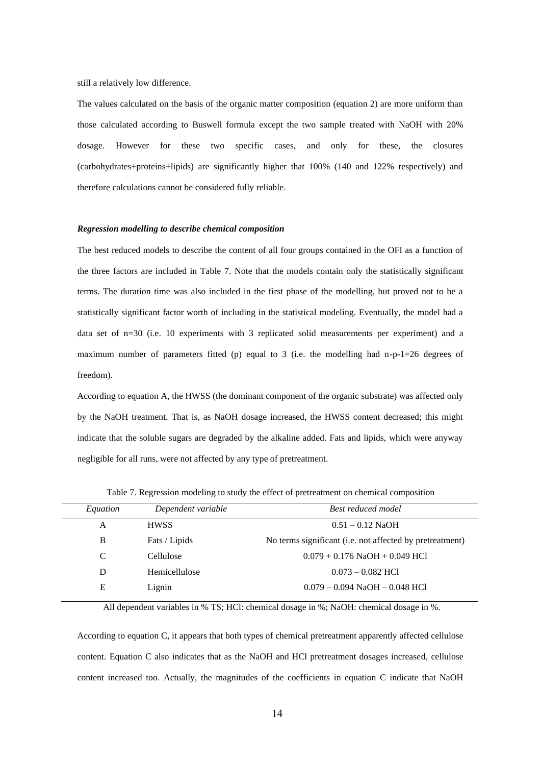still a relatively low difference.

The values calculated on the basis of the organic matter composition (equation 2) are more uniform than those calculated according to Buswell formula except the two sample treated with NaOH with 20% dosage. However for these two specific cases, and only for these, the closures (carbohydrates+proteins+lipids) are significantly higher that 100% (140 and 122% respectively) and therefore calculations cannot be considered fully reliable.

***Regression modelling to describe chemical composition***

The best reduced models to describe the content of all four groups contained in the OFI as a function of the three factors are included in Table 7. Note that the models contain only the statistically significant terms. The duration time was also included in the first phase of the modelling, but proved not to be a statistically significant factor worth of including in the statistical modeling. Eventually, the model had a data set of n=30 (i.e. 10 experiments with 3 replicated solid measurements per experiment) and a maximum number of parameters fitted (p) equal to 3 (i.e. the modelling had n-p-1=26 degrees of freedom).

According to equation A, the HWSS (the dominant component of the organic substrate) was affected only by the NaOH treatment. That is, as NaOH dosage increased, the HWSS content decreased; this might indicate that the soluble sugars are degraded by the alkaline added. Fats and lipids, which were anyway negligible for all runs, were not affected by any type of pretreatment.

Table 7. Regression modeling to study the effect of pretreatment on chemical composition

| *Equation* | *Dependent variable* | *Best reduced model* |
|---|---|---|
| A | HWSS | 0.51 – 0.12 NaOH |
| B | Fats / Lipids | No terms significant (i.e. not affected by pretreatment) |
| C | Cellulose | 0.079 + 0.176 NaOH + 0.049 HCl |
| D | Hemicellulose | 0.073 – 0.082 HCl |
| E | Lignin | 0.079 – 0.094 NaOH – 0.048 HCl |

All dependent variables in % TS; HCl: chemical dosage in %; NaOH: chemical dosage in %.

According to equation C, it appears that both types of chemical pretreatment apparently affected cellulose content. Equation C also indicates that as the NaOH and HCl pretreatment dosages increased, cellulose content increased too. Actually, the magnitudes of the coefficients in equation C indicate that NaOH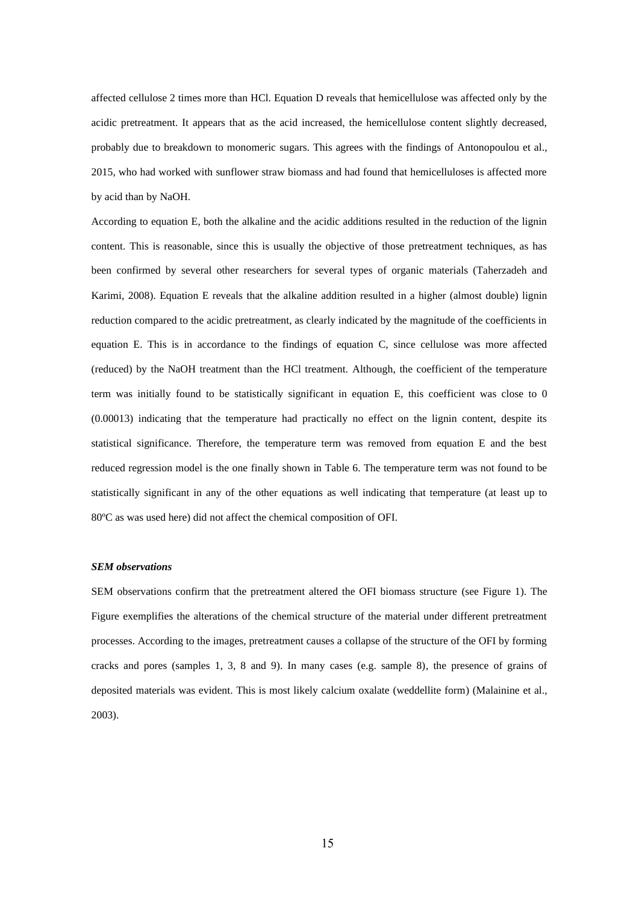affected cellulose 2 times more than HCl. Equation D reveals that hemicellulose was affected only by the acidic pretreatment. It appears that as the acid increased, the hemicellulose content slightly decreased, probably due to breakdown to monomeric sugars. This agrees with the findings of Antonopoulou et al., 2015, who had worked with sunflower straw biomass and had found that hemicelluloses is affected more by acid than by NaOH.

According to equation E, both the alkaline and the acidic additions resulted in the reduction of the lignin content. This is reasonable, since this is usually the objective of those pretreatment techniques, as has been confirmed by several other researchers for several types of organic materials (Taherzadeh and Karimi, 2008). Equation E reveals that the alkaline addition resulted in a higher (almost double) lignin reduction compared to the acidic pretreatment, as clearly indicated by the magnitude of the coefficients in equation E. This is in accordance to the findings of equation C, since cellulose was more affected (reduced) by the NaOH treatment than the HCl treatment. Although, the coefficient of the temperature term was initially found to be statistically significant in equation E, this coefficient was close to 0 (0.00013) indicating that the temperature had practically no effect on the lignin content, despite its statistical significance. Therefore, the temperature term was removed from equation E and the best reduced regression model is the one finally shown in Table 6. The temperature term was not found to be statistically significant in any of the other equations as well indicating that temperature (at least up to 80ºC as was used here) did not affect the chemical composition of OFI.

***SEM observations***

SEM observations confirm that the pretreatment altered the OFI biomass structure (see Figure 1). The Figure exemplifies the alterations of the chemical structure of the material under different pretreatment processes. According to the images, pretreatment causes a collapse of the structure of the OFI by forming cracks and pores (samples 1, 3, 8 and 9). In many cases (e.g. sample 8), the presence of grains of deposited materials was evident. This is most likely calcium oxalate (weddellite form) (Malainine et al., 2003).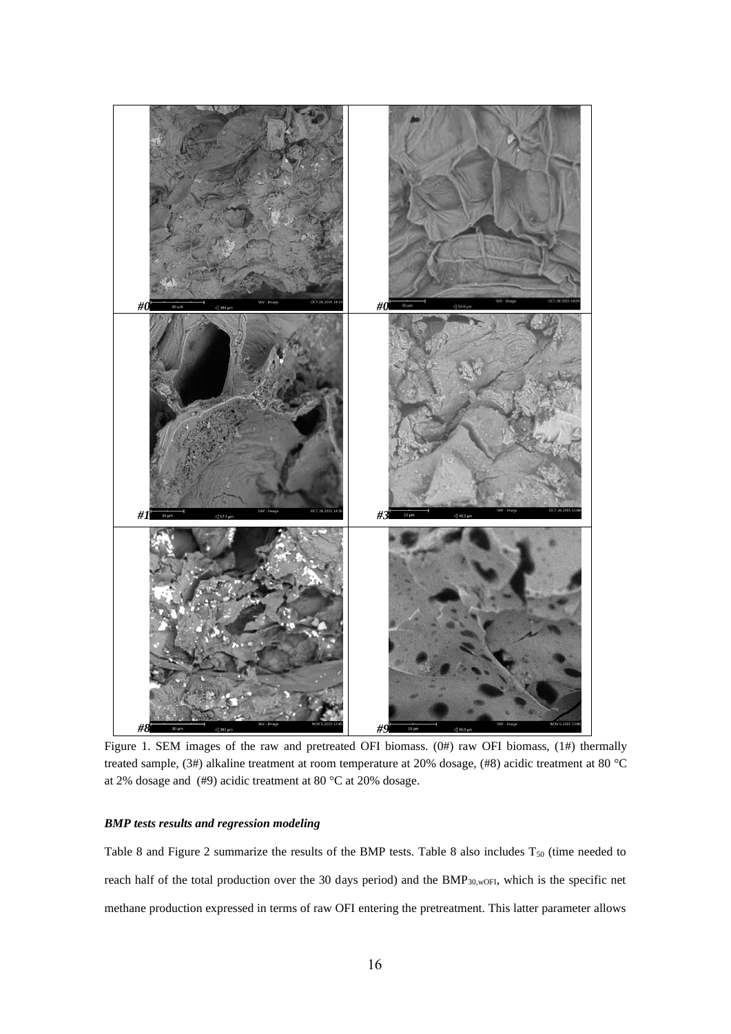Figure 1. SEM images of the raw and pretreated OFI biomass. (0#) raw OFI biomass, (1#) thermally treated sample, (3#) alkaline treatment at room temperature at 20% dosage, (#8) acidic treatment at 80 °C at 2% dosage and (#9) acidic treatment at 80 °C at 20% dosage.

### *BMP tests results and regression modeling*

Table 8 and Figure 2 summarize the results of the BMP tests. Table 8 also includes $T_{50}$ (time needed to reach half of the total production over the 30 days period) and the $BMP_{30,wOFI}$, which is the specific net methane production expressed in terms of raw OFI entering the pretreatment. This latter parameter allows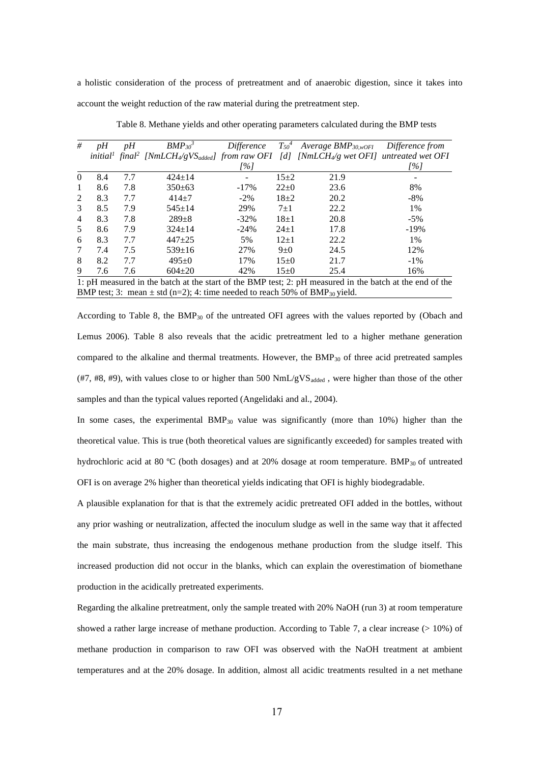a holistic consideration of the process of pretreatment and of anaerobic digestion, since it takes into account the weight reduction of the raw material during the pretreatment step.

Table 8. Methane yields and other operating parameters calculated during the BMP tests

| # | pH initial[1] | pH final[2] | $BMP_{30}$[3] [$NmLCH_4/gVS_{added}$] | Difference from raw OFI [%] | $T_{50}$[4] [d] | Average $BMP_{30,wOFI}$ [$NmLCH_4$/g wet OFI] | Difference from untreated wet OFI [%] |
|---|---|---|---|---|---|---|---|
| 0 | 8.4 | 7.7 | 424±14 | - | 15±2 | 21.9 | - |
| 1 | 8.6 | 7.8 | 350±63 | -17% | 22±0 | 23.6 | 8% |
| 2 | 8.3 | 7.7 | 414±7 | -2% | 18±2 | 20.2 | -8% |
| 3 | 8.5 | 7.9 | 545±14 | 29% | 7±1 | 22.2 | 1% |
| 4 | 8.3 | 7.8 | 289±8 | -32% | 18±1 | 20.8 | -5% |
| 5 | 8.6 | 7.9 | 324±14 | -24% | 24±1 | 17.8 | -19% |
| 6 | 8.3 | 7.7 | 447±25 | 5% | 12±1 | 22.2 | 1% |
| 7 | 7.4 | 7.5 | 539±16 | 27% | 9±0 | 24.5 | 12% |
| 8 | 8.2 | 7.7 | 495±0 | 17% | 15±0 | 21.7 | -1% |
| 9 | 7.6 | 7.6 | 604±20 | 42% | 15±0 | 25.4 | 16% |

1: pH measured in the batch at the start of the BMP test; 2: pH measured in the batch at the end of the BMP test; 3: mean ± std (n=2); 4: time needed to reach 50% of $BMP_{30}$ yield.

According to Table 8, the $BMP_{30}$ of the untreated OFI agrees with the values reported by (Obach and Lemus 2006). Table 8 also reveals that the acidic pretreatment led to a higher methane generation compared to the alkaline and thermal treatments. However, the $BMP_{30}$ of three acid pretreated samples (#7, #8, #9), with values close to or higher than 500 $NmL/gVS_{added}$ , were higher than those of the other samples and than the typical values reported (Angelidaki and al., 2004).

In some cases, the experimental $BMP_{30}$ value was significantly (more than 10%) higher than the theoretical value. This is true (both theoretical values are significantly exceeded) for samples treated with hydrochloric acid at 80 ºC (both dosages) and at 20% dosage at room temperature. $BMP_{30}$ of untreated OFI is on average 2% higher than theoretical yields indicating that OFI is highly biodegradable.

A plausible explanation for that is that the extremely acidic pretreated OFI added in the bottles, without any prior washing or neutralization, affected the inoculum sludge as well in the same way that it affected the main substrate, thus increasing the endogenous methane production from the sludge itself. This increased production did not occur in the blanks, which can explain the overestimation of biomethane production in the acidically pretreated experiments.

Regarding the alkaline pretreatment, only the sample treated with 20% NaOH (run 3) at room temperature showed a rather large increase of methane production. According to Table 7, a clear increase (> 10%) of methane production in comparison to raw OFI was observed with the NaOH treatment at ambient temperatures and at the 20% dosage. In addition, almost all acidic treatments resulted in a net methane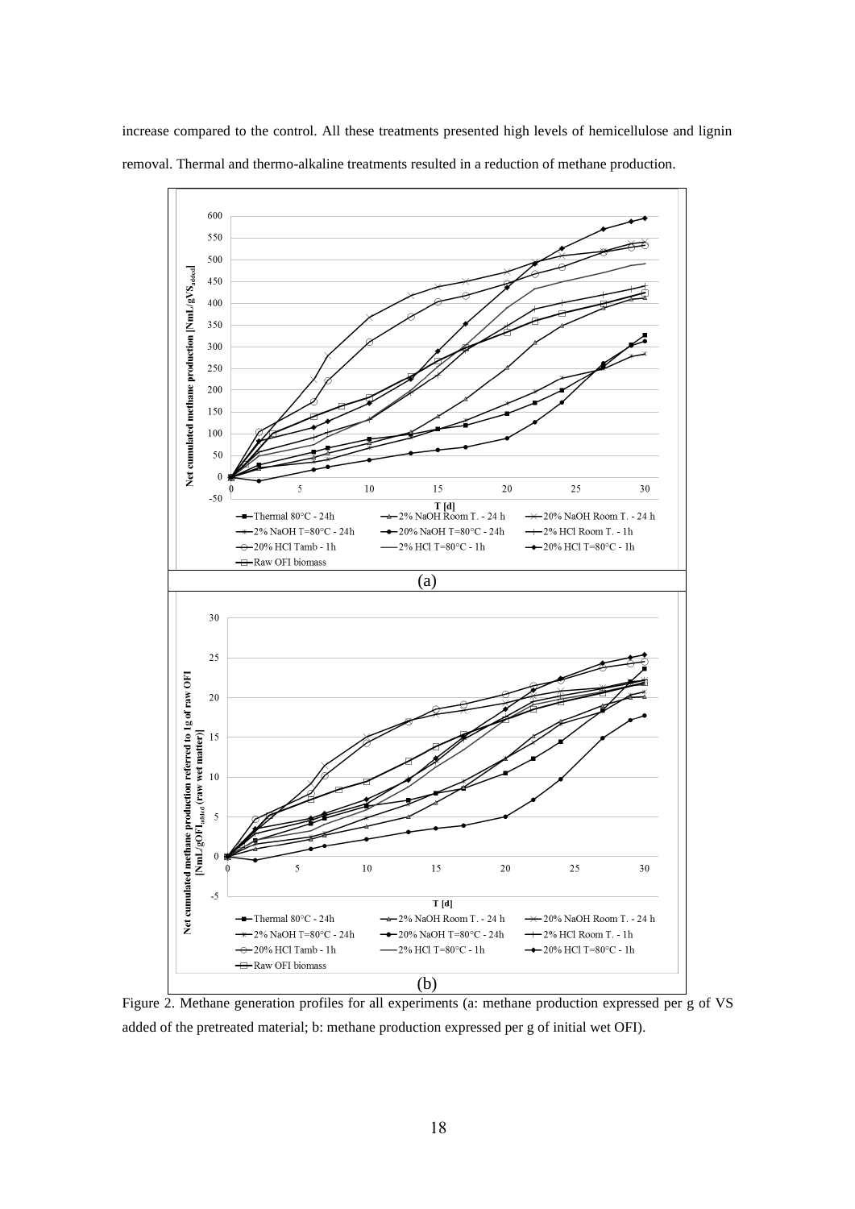increase compared to the control. All these treatments presented high levels of hemicellulose and lignin removal. Thermal and thermo-alkaline treatments resulted in a reduction of methane production.

Figure 2. Methane generation profiles for all experiments (a: methane production expressed per g of VS added of the pretreated material; b: methane production expressed per g of initial wet OFI).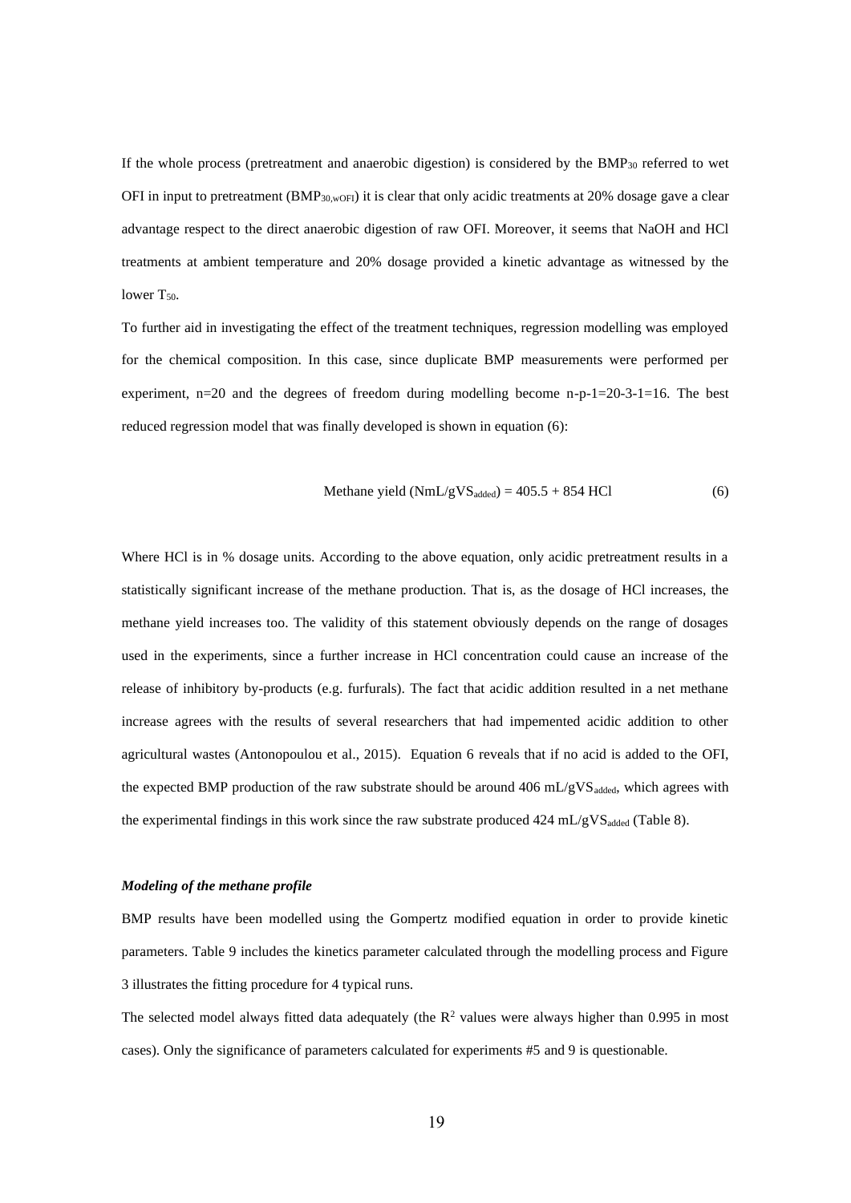If the whole process (pretreatment and anaerobic digestion) is considered by the $BMP_{30}$ referred to wet OFI in input to pretreatment ($BMP_{30,wOFI}$) it is clear that only acidic treatments at 20% dosage gave a clear advantage respect to the direct anaerobic digestion of raw OFI. Moreover, it seems that NaOH and HCl treatments at ambient temperature and 20% dosage provided a kinetic advantage as witnessed by the lower $T_{50}$.

To further aid in investigating the effect of the treatment techniques, regression modelling was employed for the chemical composition. In this case, since duplicate BMP measurements were performed per experiment, n=20 and the degrees of freedom during modelling become n-p-1=20-3-1=16. The best reduced regression model that was finally developed is shown in equation (6):

$$\text{Methane yield } (NmL/gVS_{added}) = 405.5 + 854 \text{ HCl} \tag{6}$$

Where HCl is in % dosage units. According to the above equation, only acidic pretreatment results in a statistically significant increase of the methane production. That is, as the dosage of HCl increases, the methane yield increases too. The validity of this statement obviously depends on the range of dosages used in the experiments, since a further increase in HCl concentration could cause an increase of the release of inhibitory by-products (e.g. furfurals). The fact that acidic addition resulted in a net methane increase agrees with the results of several researchers that had impemented acidic addition to other agricultural wastes (Antonopoulou et al., 2015). Equation 6 reveals that if no acid is added to the OFI, the expected BMP production of the raw substrate should be around 406 $mL/gVS_{added}$, which agrees with the experimental findings in this work since the raw substrate produced 424 $mL/gVS_{added}$ (Table 8).

***Modeling of the methane profile***

BMP results have been modelled using the Gompertz modified equation in order to provide kinetic parameters. Table 9 includes the kinetics parameter calculated through the modelling process and Figure 3 illustrates the fitting procedure for 4 typical runs.

The selected model always fitted data adequately (the $R^2$ values were always higher than 0.995 in most cases). Only the significance of parameters calculated for experiments #5 and 9 is questionable.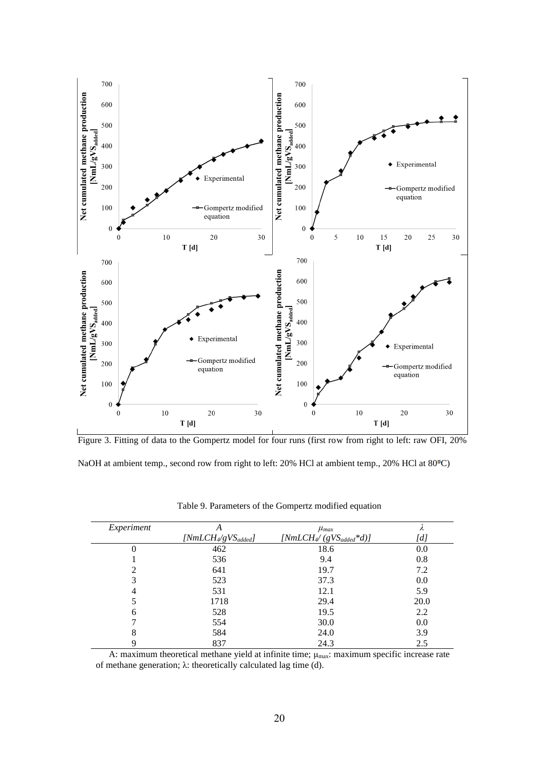Figure 3. Fitting of data to the Gompertz model for four runs (first row from right to left: raw OFI, 20% NaOH at ambient temp., second row from right to left: 20% HCl at ambient temp., 20% HCl at 80°C)

Table 9. Parameters of the Gompertz modified equation

| *Experiment* | *A* [$NmLCH_4/gVS_{added}$] | $\mu_{max}$ [$NmLCH_4/(gVS_{added}*d)$] | $\lambda$ [d] |
|---|---|---|---|
| 0 | 462 | 18.6 | 0.0 |
| 1 | 536 | 9.4 | 0.8 |
| 2 | 641 | 19.7 | 7.2 |
| 3 | 523 | 37.3 | 0.0 |
| 4 | 531 | 12.1 | 5.9 |
| 5 | 1718 | 29.4 | 20.0 |
| 6 | 528 | 19.5 | 2.2 |
| 7 | 554 | 30.0 | 0.0 |
| 8 | 584 | 24.0 | 3.9 |
| 9 | 837 | 24.3 | 2.5 |

A: maximum theoretical methane yield at infinite time; $\mu_{max}$: maximum specific increase rate of methane generation; $\lambda$: theoretically calculated lag time (d).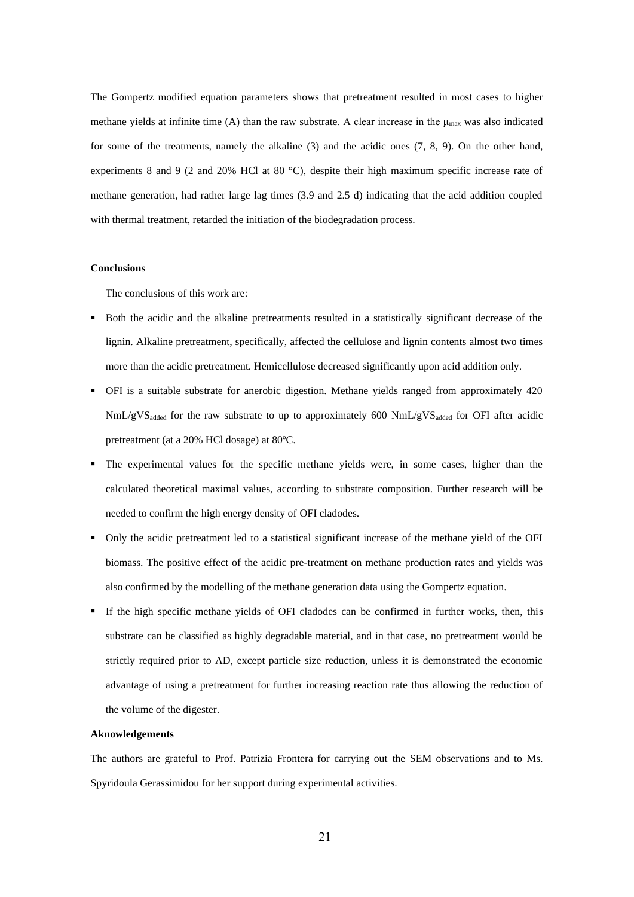The Gompertz modified equation parameters shows that pretreatment resulted in most cases to higher methane yields at infinite time (A) than the raw substrate. A clear increase in the $\mu_{max}$ was also indicated for some of the treatments, namely the alkaline (3) and the acidic ones (7, 8, 9). On the other hand, experiments 8 and 9 (2 and 20% HCl at 80 °C), despite their high maximum specific increase rate of methane generation, had rather large lag times (3.9 and 2.5 d) indicating that the acid addition coupled with thermal treatment, retarded the initiation of the biodegradation process.

## Conclusions

The conclusions of this work are:

- Both the acidic and the alkaline pretreatments resulted in a statistically significant decrease of the lignin. Alkaline pretreatment, specifically, affected the cellulose and lignin contents almost two times more than the acidic pretreatment. Hemicellulose decreased significantly upon acid addition only.
- OFI is a suitable substrate for anerobic digestion. Methane yields ranged from approximately 420 $NmL/gVS_{added}$ for the raw substrate to up to approximately 600 $NmL/gVS_{added}$ for OFI after acidic pretreatment (at a 20% HCl dosage) at 80ºC.
- The experimental values for the specific methane yields were, in some cases, higher than the calculated theoretical maximal values, according to substrate composition. Further research will be needed to confirm the high energy density of OFI cladodes.
- Only the acidic pretreatment led to a statistical significant increase of the methane yield of the OFI biomass. The positive effect of the acidic pre-treatment on methane production rates and yields was also confirmed by the modelling of the methane generation data using the Gompertz equation.
- If the high specific methane yields of OFI cladodes can be confirmed in further works, then, this substrate can be classified as highly degradable material, and in that case, no pretreatment would be strictly required prior to AD, except particle size reduction, unless it is demonstrated the economic advantage of using a pretreatment for further increasing reaction rate thus allowing the reduction of the volume of the digester.

## Aknowledgements

The authors are grateful to Prof. Patrizia Frontera for carrying out the SEM observations and to Ms. Spyridoula Gerassimidou for her support during experimental activities.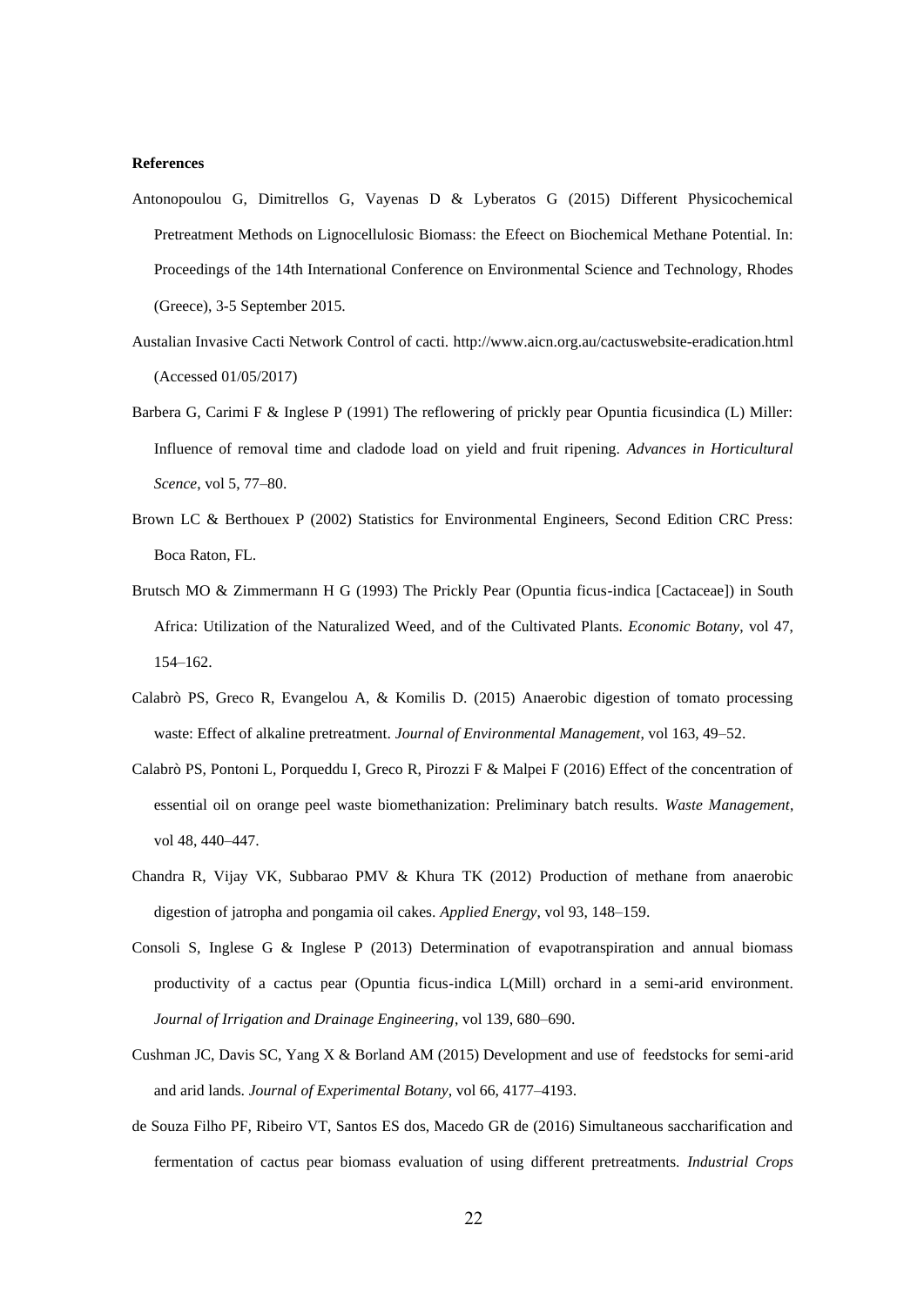**References**

Antonopoulou G, Dimitrellos G, Vayenas D & Lyberatos G (2015) Different Physicochemical Pretreatment Methods on Lignocellulosic Biomass: the Efeect on Biochemical Methane Potential. In: Proceedings of the 14th International Conference on Environmental Science and Technology, Rhodes (Greece), 3-5 September 2015.

Austalian Invasive Cacti Network Control of cacti. http://www.aicn.org.au/cactuswebsite-eradication.html (Accessed 01/05/2017)

Barbera G, Carimi F & Inglese P (1991) The reflowering of prickly pear Opuntia ficusindica (L) Miller: Influence of removal time and cladode load on yield and fruit ripening. *Advances in Horticultural Scence*, vol 5, 77–80.

Brown LC & Berthouex P (2002) Statistics for Environmental Engineers, Second Edition CRC Press: Boca Raton, FL.

Brutsch MO & Zimmermann H G (1993) The Prickly Pear (Opuntia ficus-indica [Cactaceae]) in South Africa: Utilization of the Naturalized Weed, and of the Cultivated Plants. *Economic Botany*, vol 47, 154–162.

Calabrò PS, Greco R, Evangelou A, & Komilis D. (2015) Anaerobic digestion of tomato processing waste: Effect of alkaline pretreatment. *Journal of Environmental Management*, vol 163, 49–52.

Calabrò PS, Pontoni L, Porqueddu I, Greco R, Pirozzi F & Malpei F (2016) Effect of the concentration of essential oil on orange peel waste biomethanization: Preliminary batch results. *Waste Management*, vol 48, 440–447.

Chandra R, Vijay VK, Subbarao PMV & Khura TK (2012) Production of methane from anaerobic digestion of jatropha and pongamia oil cakes. *Applied Energy*, vol 93, 148–159.

Consoli S, Inglese G & Inglese P (2013) Determination of evapotranspiration and annual biomass productivity of a cactus pear (Opuntia ficus-indica L(Mill) orchard in a semi-arid environment. *Journal of Irrigation and Drainage Engineering*, vol 139, 680–690.

Cushman JC, Davis SC, Yang X & Borland AM (2015) Development and use of feedstocks for semi-arid and arid lands. *Journal of Experimental Botany*, vol 66, 4177–4193.

de Souza Filho PF, Ribeiro VT, Santos ES dos, Macedo GR de (2016) Simultaneous saccharification and fermentation of cactus pear biomass evaluation of using different pretreatments. *Industrial Crops*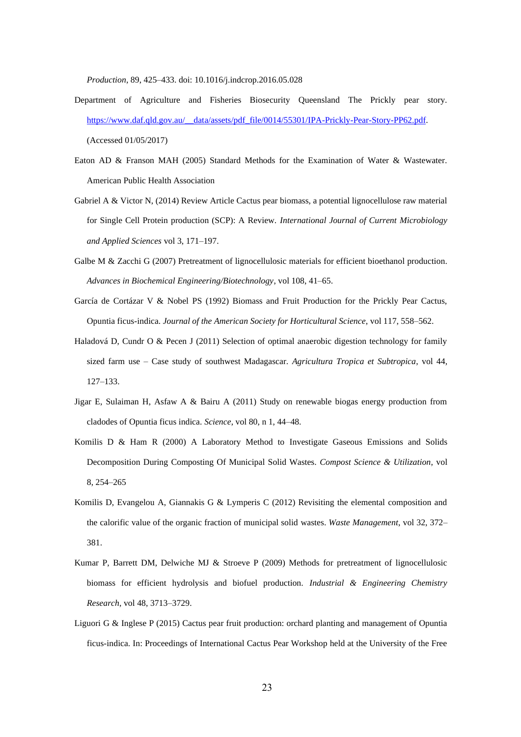*Production*, 89, 425–433. doi: 10.1016/j.indcrop.2016.05.028

Department of Agriculture and Fisheries Biosecurity Queensland The Prickly pear story. https://www.daf.qld.gov.au/__data/assets/pdf_file/0014/55301/IPA-Prickly-Pear-Story-PP62.pdf. (Accessed 01/05/2017)

Eaton AD & Franson MAH (2005) Standard Methods for the Examination of Water & Wastewater. American Public Health Association

Gabriel A & Victor N, (2014) Review Article Cactus pear biomass, a potential lignocellulose raw material for Single Cell Protein production (SCP): A Review. *International Journal of Current Microbiology and Applied Sciences* vol 3, 171–197.

Galbe M & Zacchi G (2007) Pretreatment of lignocellulosic materials for efficient bioethanol production. *Advances in Biochemical Engineering/Biotechnology*, vol 108, 41–65.

García de Cortázar V & Nobel PS (1992) Biomass and Fruit Production for the Prickly Pear Cactus, Opuntia ficus-indica. *Journal of the American Society for Horticultural Science*, vol 117, 558–562.

Haladová D, Cundr O & Pecen J (2011) Selection of optimal anaerobic digestion technology for family sized farm use – Case study of southwest Madagascar. *Agricultura Tropica et Subtropica*, vol 44, 127–133.

Jigar E, Sulaiman H, Asfaw A & Bairu A (2011) Study on renewable biogas energy production from cladodes of Opuntia ficus indica. *Science*, vol 80, n 1, 44–48.

Komilis D & Ham R (2000) A Laboratory Method to Investigate Gaseous Emissions and Solids Decomposition During Composting Of Municipal Solid Wastes. *Compost Science & Utilization*, vol 8, 254–265

Komilis D, Evangelou A, Giannakis G & Lymperis C (2012) Revisiting the elemental composition and the calorific value of the organic fraction of municipal solid wastes. *Waste Management*, vol 32, 372–381.

Kumar P, Barrett DM, Delwiche MJ & Stroeve P (2009) Methods for pretreatment of lignocellulosic biomass for efficient hydrolysis and biofuel production. *Industrial & Engineering Chemistry Research*, vol 48, 3713–3729.

Liguori G & Inglese P (2015) Cactus pear fruit production: orchard planting and management of Opuntia ficus-indica. In: Proceedings of International Cactus Pear Workshop held at the University of the Free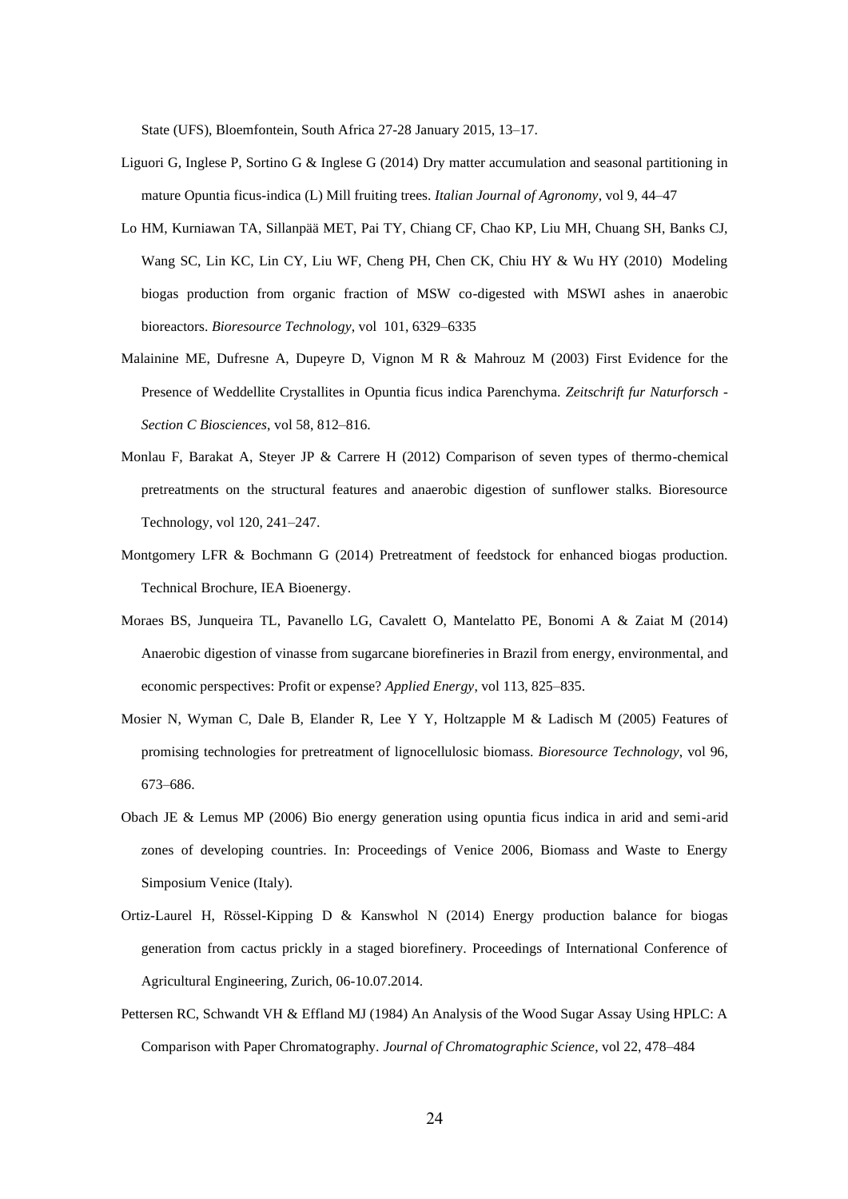State (UFS), Bloemfontein, South Africa 27-28 January 2015, 13–17.

Liguori G, Inglese P, Sortino G & Inglese G (2014) Dry matter accumulation and seasonal partitioning in mature Opuntia ficus-indica (L) Mill fruiting trees. *Italian Journal of Agronomy*, vol 9, 44–47

Lo HM, Kurniawan TA, Sillanpää MET, Pai TY, Chiang CF, Chao KP, Liu MH, Chuang SH, Banks CJ, Wang SC, Lin KC, Lin CY, Liu WF, Cheng PH, Chen CK, Chiu HY & Wu HY (2010) Modeling biogas production from organic fraction of MSW co-digested with MSWI ashes in anaerobic bioreactors. *Bioresource Technology*, vol 101, 6329–6335

Malainine ME, Dufresne A, Dupeyre D, Vignon M R & Mahrouz M (2003) First Evidence for the Presence of Weddellite Crystallites in Opuntia ficus indica Parenchyma. *Zeitschrift fur Naturforsch - Section C Biosciences*, vol 58, 812–816.

Monlau F, Barakat A, Steyer JP & Carrere H (2012) Comparison of seven types of thermo-chemical pretreatments on the structural features and anaerobic digestion of sunflower stalks. Bioresource Technology, vol 120, 241–247.

Montgomery LFR & Bochmann G (2014) Pretreatment of feedstock for enhanced biogas production. Technical Brochure, IEA Bioenergy.

Moraes BS, Junqueira TL, Pavanello LG, Cavalett O, Mantelatto PE, Bonomi A & Zaiat M (2014) Anaerobic digestion of vinasse from sugarcane biorefineries in Brazil from energy, environmental, and economic perspectives: Profit or expense? *Applied Energy*, vol 113, 825–835.

Mosier N, Wyman C, Dale B, Elander R, Lee Y Y, Holtzapple M & Ladisch M (2005) Features of promising technologies for pretreatment of lignocellulosic biomass. *Bioresource Technology*, vol 96, 673–686.

Obach JE & Lemus MP (2006) Bio energy generation using opuntia ficus indica in arid and semi-arid zones of developing countries. In: Proceedings of Venice 2006, Biomass and Waste to Energy Simposium Venice (Italy).

Ortiz-Laurel H, Rössel-Kipping D & Kanswhol N (2014) Energy production balance for biogas generation from cactus prickly in a staged biorefinery. Proceedings of International Conference of Agricultural Engineering, Zurich, 06-10.07.2014.

Pettersen RC, Schwandt VH & Effland MJ (1984) An Analysis of the Wood Sugar Assay Using HPLC: A Comparison with Paper Chromatography. *Journal of Chromatographic Science*, vol 22, 478–484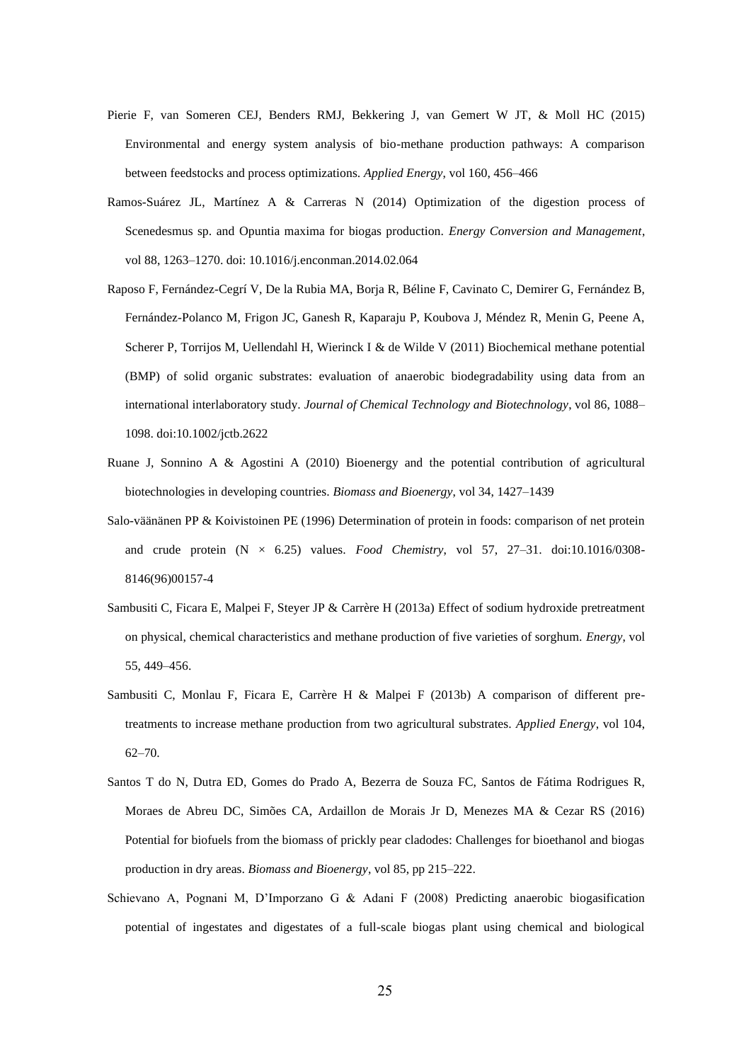Pierie F, van Someren CEJ, Benders RMJ, Bekkering J, van Gemert W JT, & Moll HC (2015) Environmental and energy system analysis of bio-methane production pathways: A comparison between feedstocks and process optimizations. *Applied Energy*, vol 160, 456–466

Ramos-Suárez JL, Martínez A & Carreras N (2014) Optimization of the digestion process of Scenedesmus sp. and Opuntia maxima for biogas production. *Energy Conversion and Management*, vol 88, 1263–1270. doi: 10.1016/j.enconman.2014.02.064

Raposo F, Fernández-Cegrí V, De la Rubia MA, Borja R, Béline F, Cavinato C, Demirer G, Fernández B, Fernández-Polanco M, Frigon JC, Ganesh R, Kaparaju P, Koubova J, Méndez R, Menin G, Peene A, Scherer P, Torrijos M, Uellendahl H, Wierinck I & de Wilde V (2011) Biochemical methane potential (BMP) of solid organic substrates: evaluation of anaerobic biodegradability using data from an international interlaboratory study. *Journal of Chemical Technology and Biotechnology*, vol 86, 1088–1098. doi:10.1002/jctb.2622

Ruane J, Sonnino A & Agostini A (2010) Bioenergy and the potential contribution of agricultural biotechnologies in developing countries. *Biomass and Bioenergy*, vol 34, 1427–1439

Salo-väänänen PP & Koivistoinen PE (1996) Determination of protein in foods: comparison of net protein and crude protein (N × 6.25) values. *Food Chemistry*, vol 57, 27–31. doi:10.1016/0308-8146(96)00157-4

Sambusiti C, Ficara E, Malpei F, Steyer JP & Carrère H (2013a) Effect of sodium hydroxide pretreatment on physical, chemical characteristics and methane production of five varieties of sorghum. *Energy*, vol 55, 449–456.

Sambusiti C, Monlau F, Ficara E, Carrère H & Malpei F (2013b) A comparison of different pre-treatments to increase methane production from two agricultural substrates. *Applied Energy*, vol 104, 62–70.

Santos T do N, Dutra ED, Gomes do Prado A, Bezerra de Souza FC, Santos de Fátima Rodrigues R, Moraes de Abreu DC, Simões CA, Ardaillon de Morais Jr D, Menezes MA & Cezar RS (2016) Potential for biofuels from the biomass of prickly pear cladodes: Challenges for bioethanol and biogas production in dry areas. *Biomass and Bioenergy*, vol 85, pp 215–222.

Schievano A, Pognani M, D'Imporzano G & Adani F (2008) Predicting anaerobic biogasification potential of ingestates and digestates of a full-scale biogas plant using chemical and biological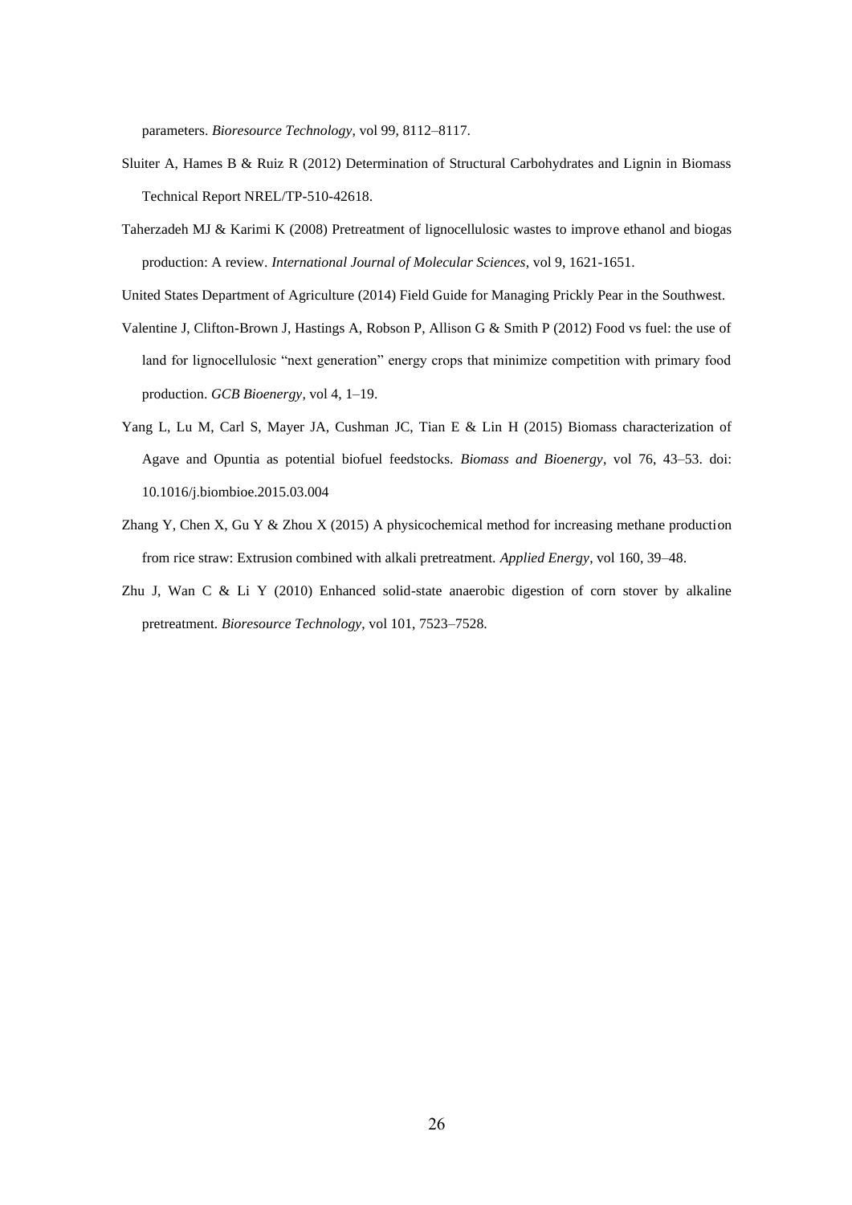parameters. *Bioresource Technology*, vol 99, 8112–8117.

Sluiter A, Hames B & Ruiz R (2012) Determination of Structural Carbohydrates and Lignin in Biomass Technical Report NREL/TP-510-42618.

Taherzadeh MJ & Karimi K (2008) Pretreatment of lignocellulosic wastes to improve ethanol and biogas production: A review. *International Journal of Molecular Sciences*, vol 9, 1621-1651.

United States Department of Agriculture (2014) Field Guide for Managing Prickly Pear in the Southwest.

Valentine J, Clifton-Brown J, Hastings A, Robson P, Allison G & Smith P (2012) Food vs fuel: the use of land for lignocellulosic "next generation" energy crops that minimize competition with primary food production. *GCB Bioenergy*, vol 4, 1–19.

Yang L, Lu M, Carl S, Mayer JA, Cushman JC, Tian E & Lin H (2015) Biomass characterization of Agave and Opuntia as potential biofuel feedstocks. *Biomass and Bioenergy*, vol 76, 43–53. doi: 10.1016/j.biombioe.2015.03.004

Zhang Y, Chen X, Gu Y & Zhou X (2015) A physicochemical method for increasing methane production from rice straw: Extrusion combined with alkali pretreatment. *Applied Energy*, vol 160, 39–48.

Zhu J, Wan C & Li Y (2010) Enhanced solid-state anaerobic digestion of corn stover by alkaline pretreatment. *Bioresource Technology*, vol 101, 7523–7528.